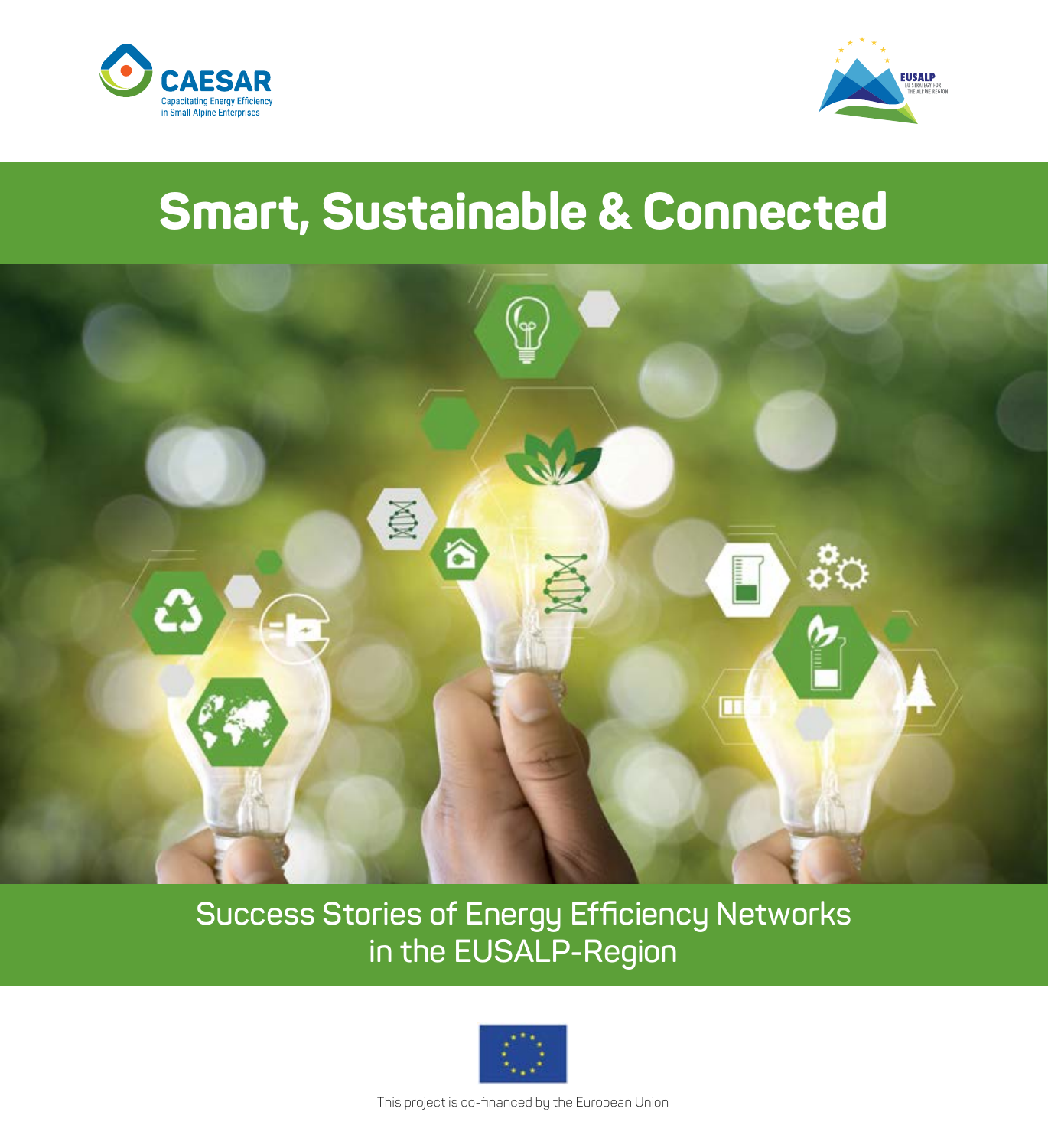CAESAR
Capacitating Energy Efficiency in Small Alpine Enterprises

EUSALP
EU STRATEGY FOR THE ALPINE REGION

# Smart, Sustainable & Connected

## Success Stories of Energy Efficiency Networks in the EUSALP-Region

This project is co-financed by the European Union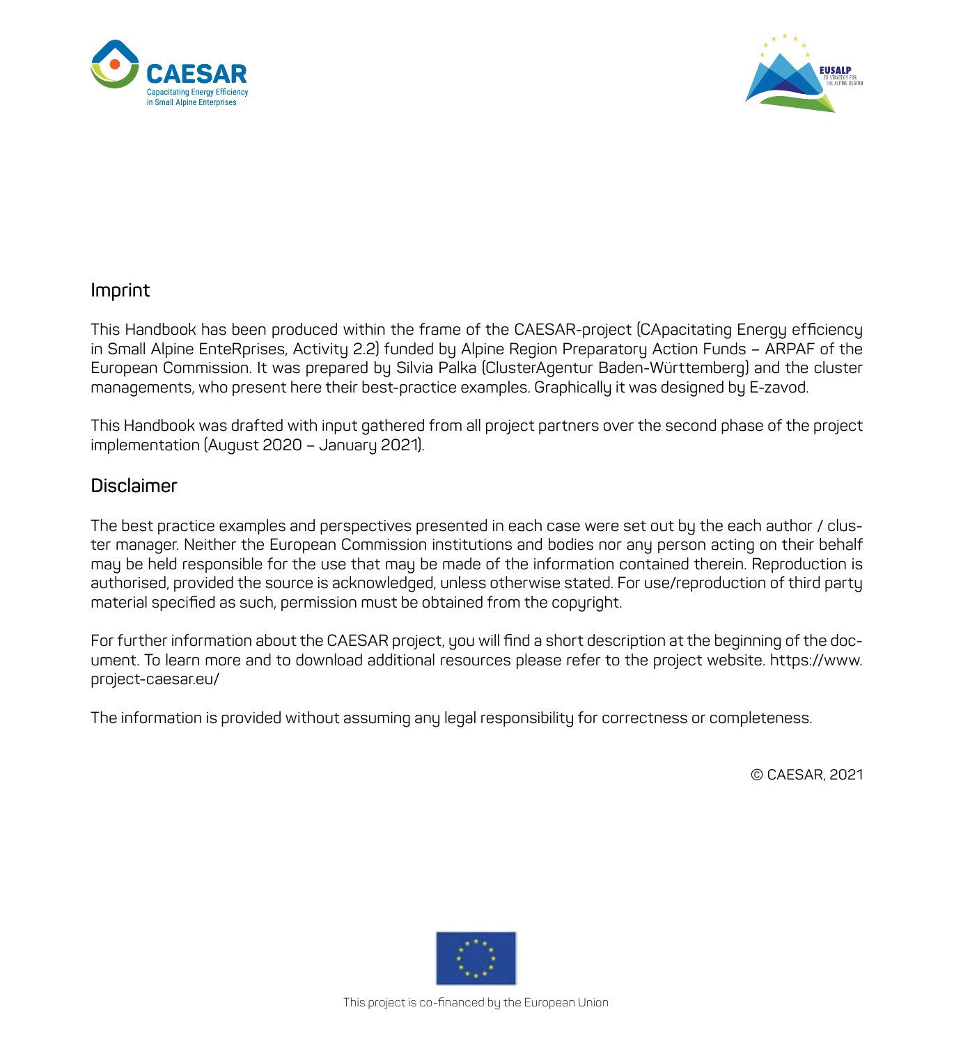## Imprint

This Handbook has been produced within the frame of the CAESAR-project (CApacitating Energy efficiency in Small Alpine EnteRprises, Activity 2.2) funded by Alpine Region Preparatory Action Funds – ARPAF of the European Commission. It was prepared by Silvia Palka (ClusterAgentur Baden-Württemberg) and the cluster managements, who present here their best-practice examples. Graphically it was designed by E-zavod.

This Handbook was drafted with input gathered from all project partners over the second phase of the project implementation (August 2020 – January 2021).

## Disclaimer

The best practice examples and perspectives presented in each case were set out by the each author / cluster manager. Neither the European Commission institutions and bodies nor any person acting on their behalf may be held responsible for the use that may be made of the information contained therein. Reproduction is authorised, provided the source is acknowledged, unless otherwise stated. For use/reproduction of third party material specified as such, permission must be obtained from the copyright.

For further information about the CAESAR project, you will find a short description at the beginning of the document. To learn more and to download additional resources please refer to the project website. https://www.project-caesar.eu/

The information is provided without assuming any legal responsibility for correctness or completeness.

© CAESAR, 2021

This project is co-financed by the European Union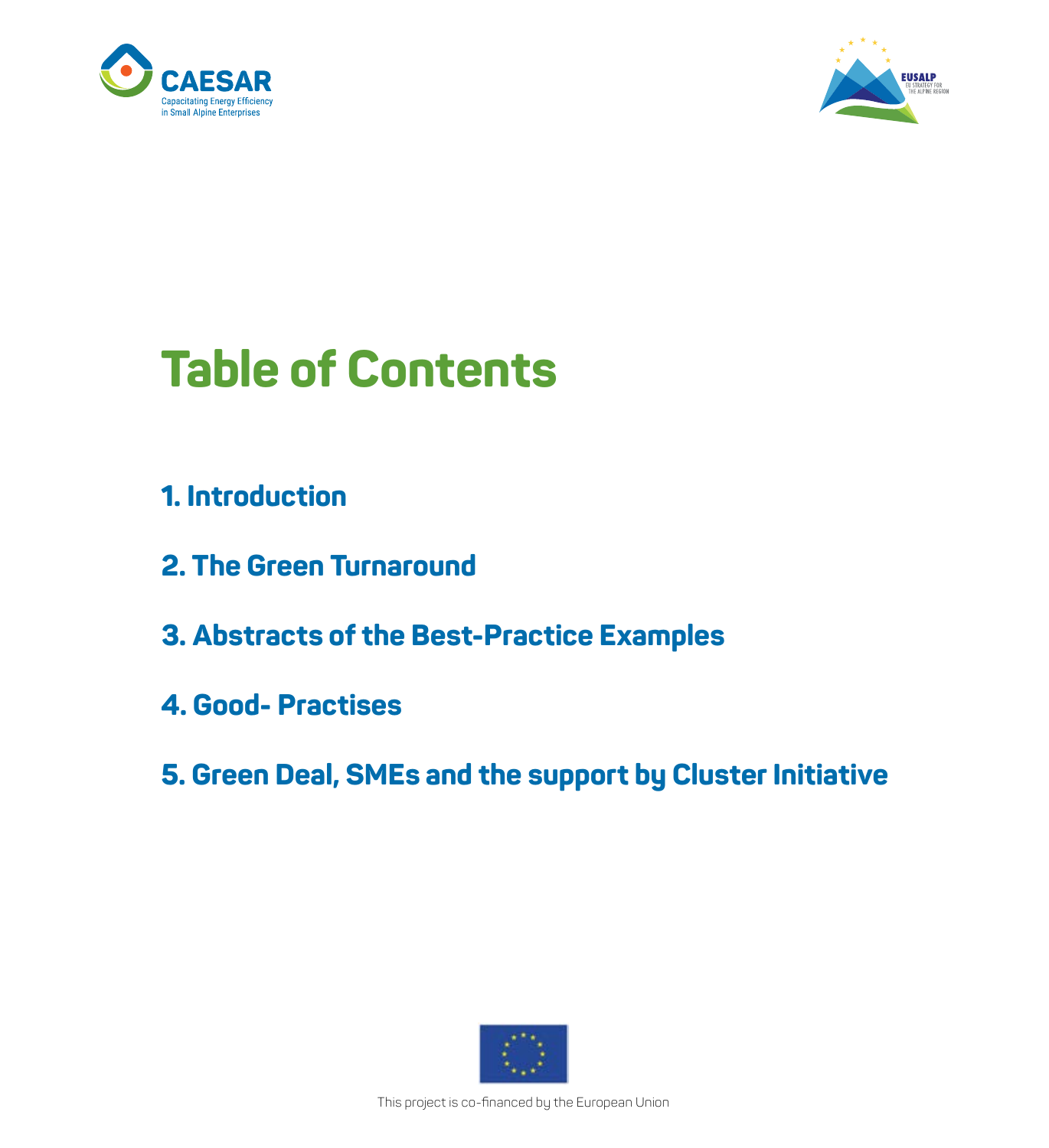# Table of Contents

1. Introduction

2. The Green Turnaround

3. Abstracts of the Best-Practice Examples

4. Good- Practises

5. Green Deal, SMEs and the support by Cluster Initiative

This project is co-financed by the European Union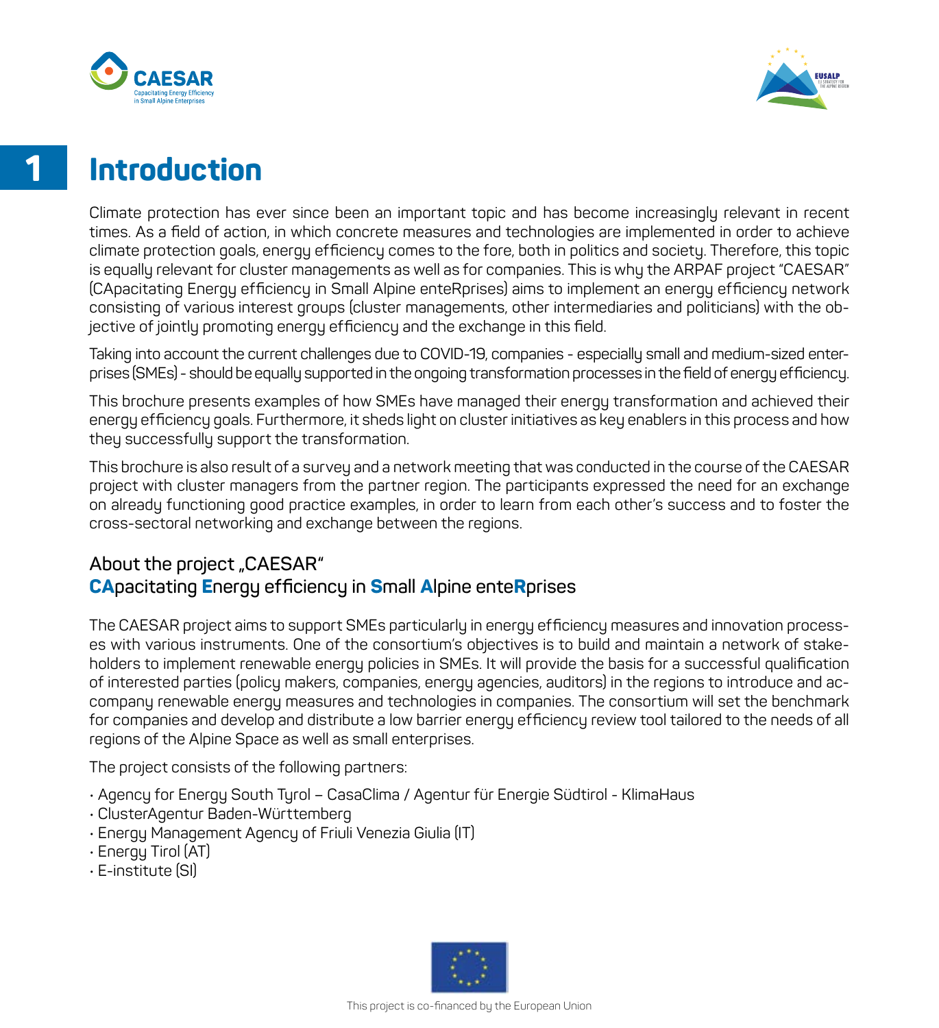# 1 Introduction

Climate protection has ever since been an important topic and has become increasingly relevant in recent times. As a field of action, in which concrete measures and technologies are implemented in order to achieve climate protection goals, energy efficiency comes to the fore, both in politics and society. Therefore, this topic is equally relevant for cluster managements as well as for companies. This is why the ARPAF project "CAESAR" (CApacitating Energy efficiency in Small Alpine enteRprises) aims to implement an energy efficiency network consisting of various interest groups (cluster managements, other intermediaries and politicians) with the objective of jointly promoting energy efficiency and the exchange in this field.

Taking into account the current challenges due to COVID-19, companies - especially small and medium-sized enterprises (SMEs) - should be equally supported in the ongoing transformation processes in the field of energy efficiency.

This brochure presents examples of how SMEs have managed their energy transformation and achieved their energy efficiency goals. Furthermore, it sheds light on cluster initiatives as key enablers in this process and how they successfully support the transformation.

This brochure is also result of a survey and a network meeting that was conducted in the course of the CAESAR project with cluster managers from the partner region. The participants expressed the need for an exchange on already functioning good practice examples, in order to learn from each other's success and to foster the cross-sectoral networking and exchange between the regions.

### About the project „CAESAR"
### **CA**pacitating **E**nergy efficiency in **S**mall **A**lpine ente**R**prises

The CAESAR project aims to support SMEs particularly in energy efficiency measures and innovation processes with various instruments. One of the consortium's objectives is to build and maintain a network of stakeholders to implement renewable energy policies in SMEs. It will provide the basis for a successful qualification of interested parties (policy makers, companies, energy agencies, auditors) in the regions to introduce and accompany renewable energy measures and technologies in companies. The consortium will set the benchmark for companies and develop and distribute a low barrier energy efficiency review tool tailored to the needs of all regions of the Alpine Space as well as small enterprises.

The project consists of the following partners:

- Agency for Energy South Tyrol – CasaClima / Agentur für Energie Südtirol - KlimaHaus
- ClusterAgentur Baden-Württemberg
- Energy Management Agency of Friuli Venezia Giulia (IT)
- Energy Tirol (AT)
- E-institute (SI)

This project is co-financed by the European Union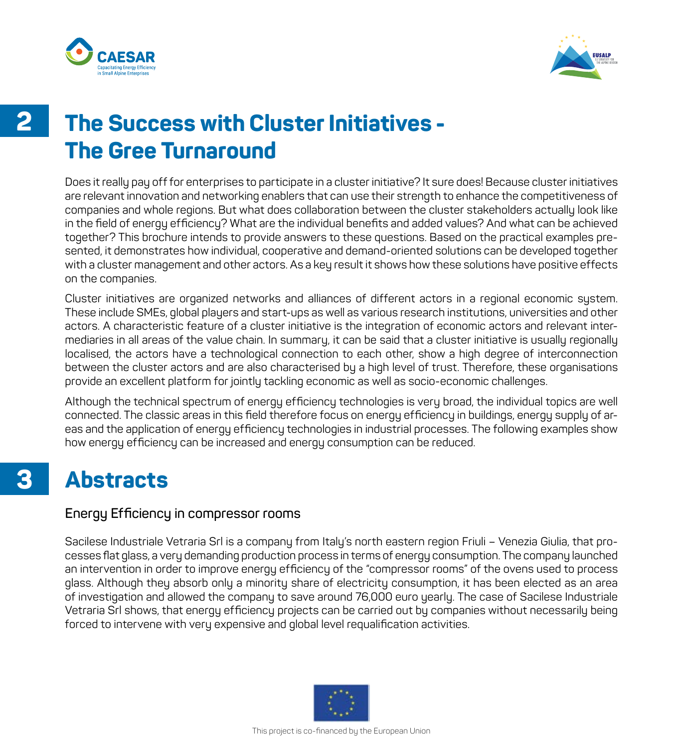# 2 The Success with Cluster Initiatives - The Gree Turnaround

Does it really pay off for enterprises to participate in a cluster initiative? It sure does! Because cluster initiatives are relevant innovation and networking enablers that can use their strength to enhance the competitiveness of companies and whole regions. But what does collaboration between the cluster stakeholders actually look like in the field of energy efficiency? What are the individual benefits and added values? And what can be achieved together? This brochure intends to provide answers to these questions. Based on the practical examples presented, it demonstrates how individual, cooperative and demand-oriented solutions can be developed together with a cluster management and other actors. As a key result it shows how these solutions have positive effects on the companies.

Cluster initiatives are organized networks and alliances of different actors in a regional economic system. These include SMEs, global players and start-ups as well as various research institutions, universities and other actors. A characteristic feature of a cluster initiative is the integration of economic actors and relevant intermediaries in all areas of the value chain. In summary, it can be said that a cluster initiative is usually regionally localised, the actors have a technological connection to each other, show a high degree of interconnection between the cluster actors and are also characterised by a high level of trust. Therefore, these organisations provide an excellent platform for jointly tackling economic as well as socio-economic challenges.

Although the technical spectrum of energy efficiency technologies is very broad, the individual topics are well connected. The classic areas in this field therefore focus on energy efficiency in buildings, energy supply of areas and the application of energy efficiency technologies in industrial processes. The following examples show how energy efficiency can be increased and energy consumption can be reduced.

# 3 Abstracts

### Energy Efficiency in compressor rooms

Sacilese Industriale Vetraria Srl is a company from Italy's north eastern region Friuli – Venezia Giulia, that processes flat glass, a very demanding production process in terms of energy consumption. The company launched an intervention in order to improve energy efficiency of the "compressor rooms" of the ovens used to process glass. Although they absorb only a minority share of electricity consumption, it has been elected as an area of investigation and allowed the company to save around 76,000 euro yearly. The case of Sacilese Industriale Vetraria Srl shows, that energy efficiency projects can be carried out by companies without necessarily being forced to intervene with very expensive and global level requalification activities.

This project is co-financed by the European Union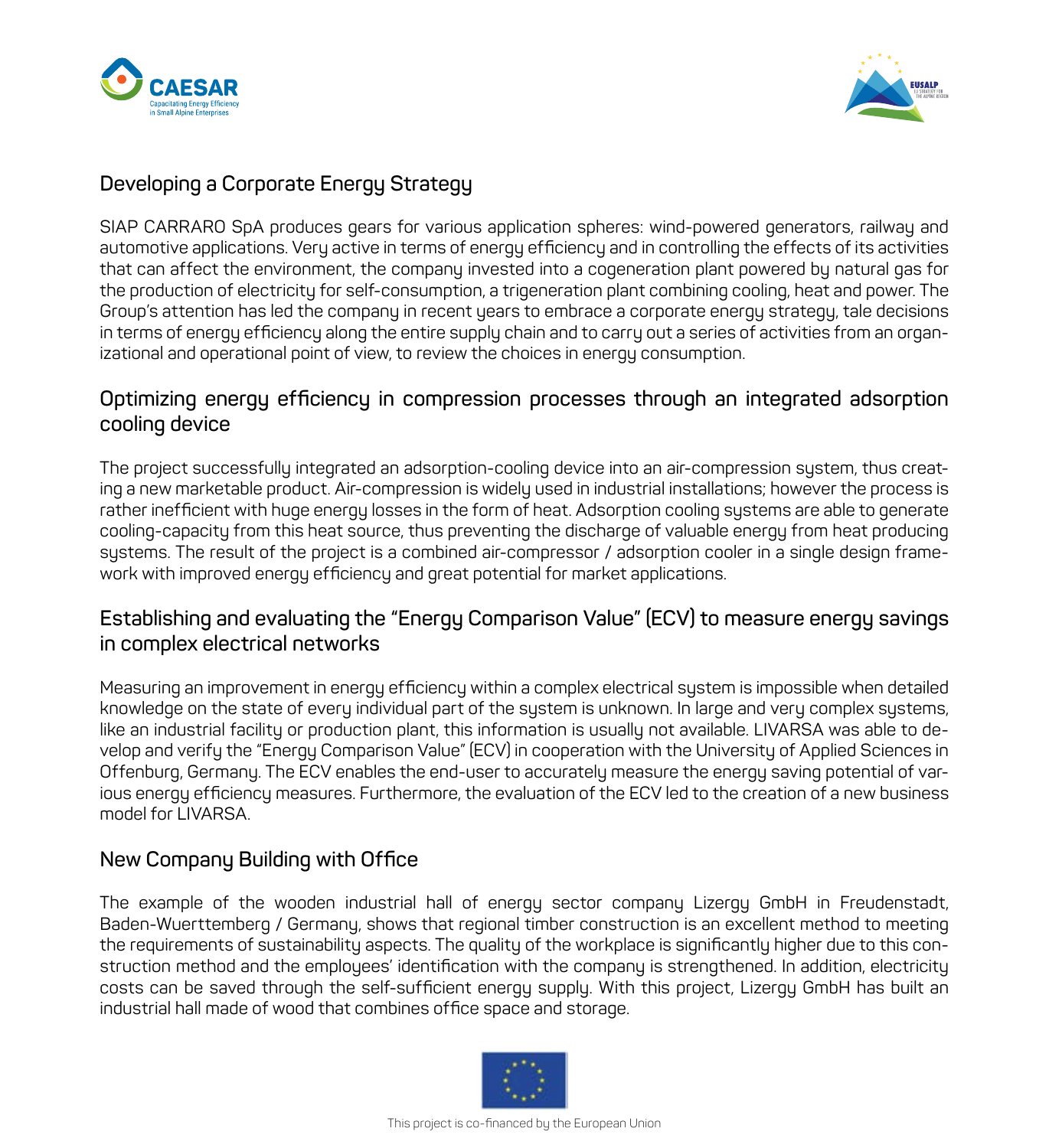## Developing a Corporate Energy Strategy

SIAP CARRARO SpA produces gears for various application spheres: wind-powered generators, railway and automotive applications. Very active in terms of energy efficiency and in controlling the effects of its activities that can affect the environment, the company invested into a cogeneration plant powered by natural gas for the production of electricity for self-consumption, a trigeneration plant combining cooling, heat and power. The Group's attention has led the company in recent years to embrace a corporate energy strategy, tale decisions in terms of energy efficiency along the entire supply chain and to carry out a series of activities from an organizational and operational point of view, to review the choices in energy consumption.

## Optimizing energy efficiency in compression processes through an integrated adsorption cooling device

The project successfully integrated an adsorption-cooling device into an air-compression system, thus creating a new marketable product. Air-compression is widely used in industrial installations; however the process is rather inefficient with huge energy losses in the form of heat. Adsorption cooling systems are able to generate cooling-capacity from this heat source, thus preventing the discharge of valuable energy from heat producing systems. The result of the project is a combined air-compressor / adsorption cooler in a single design framework with improved energy efficiency and great potential for market applications.

## Establishing and evaluating the "Energy Comparison Value" (ECV) to measure energy savings in complex electrical networks

Measuring an improvement in energy efficiency within a complex electrical system is impossible when detailed knowledge on the state of every individual part of the system is unknown. In large and very complex systems, like an industrial facility or production plant, this information is usually not available. LIVARSA was able to develop and verify the "Energy Comparison Value" (ECV) in cooperation with the University of Applied Sciences in Offenburg, Germany. The ECV enables the end-user to accurately measure the energy saving potential of various energy efficiency measures. Furthermore, the evaluation of the ECV led to the creation of a new business model for LIVARSA.

## New Company Building with Office

The example of the wooden industrial hall of energy sector company Lizergy GmbH in Freudenstadt, Baden-Wuerttemberg / Germany, shows that regional timber construction is an excellent method to meeting the requirements of sustainability aspects. The quality of the workplace is significantly higher due to this construction method and the employees' identification with the company is strengthened. In addition, electricity costs can be saved through the self-sufficient energy supply. With this project, Lizergy GmbH has built an industrial hall made of wood that combines office space and storage.

This project is co-financed by the European Union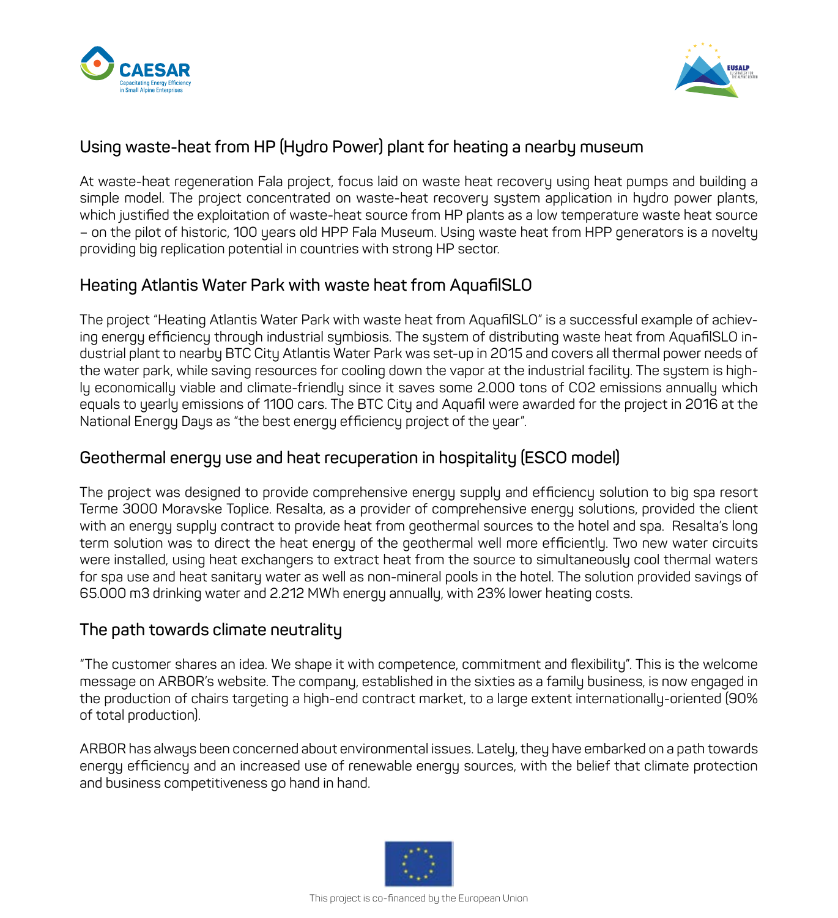## Using waste-heat from HP (Hydro Power) plant for heating a nearby museum

At waste-heat regeneration Fala project, focus laid on waste heat recovery using heat pumps and building a simple model. The project concentrated on waste-heat recovery system application in hydro power plants, which justified the exploitation of waste-heat source from HP plants as a low temperature waste heat source – on the pilot of historic, 100 years old HPP Fala Museum. Using waste heat from HPP generators is a novelty providing big replication potential in countries with strong HP sector.

## Heating Atlantis Water Park with waste heat from AquafilSLO

The project "Heating Atlantis Water Park with waste heat from AquafilSLO" is a successful example of achieving energy efficiency through industrial symbiosis. The system of distributing waste heat from AquafilSLO industrial plant to nearby BTC City Atlantis Water Park was set-up in 2015 and covers all thermal power needs of the water park, while saving resources for cooling down the vapor at the industrial facility. The system is highly economically viable and climate-friendly since it saves some 2.000 tons of $CO_2$ emissions annually which equals to yearly emissions of 1100 cars. The BTC City and Aquafil were awarded for the project in 2016 at the National Energy Days as "the best energy efficiency project of the year".

## Geothermal energy use and heat recuperation in hospitality (ESCO model)

The project was designed to provide comprehensive energy supply and efficiency solution to big spa resort Terme 3000 Moravske Toplice. Resalta, as a provider of comprehensive energy solutions, provided the client with an energy supply contract to provide heat from geothermal sources to the hotel and spa. Resalta's long term solution was to direct the heat energy of the geothermal well more efficiently. Two new water circuits were installed, using heat exchangers to extract heat from the source to simultaneously cool thermal waters for spa use and heat sanitary water as well as non-mineral pools in the hotel. The solution provided savings of 65.000 m3 drinking water and 2.212 MWh energy annually, with 23% lower heating costs.

## The path towards climate neutrality

"The customer shares an idea. We shape it with competence, commitment and flexibility". This is the welcome message on ARBOR's website. The company, established in the sixties as a family business, is now engaged in the production of chairs targeting a high-end contract market, to a large extent internationally-oriented (90% of total production).

ARBOR has always been concerned about environmental issues. Lately, they have embarked on a path towards energy efficiency and an increased use of renewable energy sources, with the belief that climate protection and business competitiveness go hand in hand.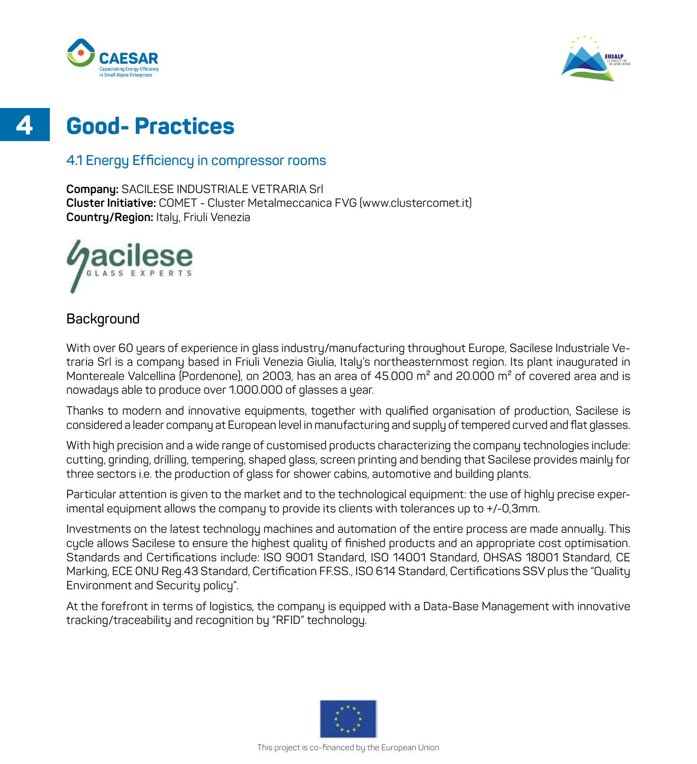# 4 Good- Practices

## 4.1 Energy Efficiency in compressor rooms

**Company:** SACILESE INDUSTRIALE VETRARIA Srl
**Cluster Initiative:** COMET - Cluster Metalmeccanica FVG (www.clustercomet.it)
**Country/Region:** Italy, Friuli Venezia

### Background

With over 60 years of experience in glass industry/manufacturing throughout Europe, Sacilese Industriale Vetraria Srl is a company based in Friuli Venezia Giulia, Italy's northeasternmost region. Its plant inaugurated in Montereale Valcellina (Pordenone), on 2003, has an area of 45.000 m² and 20.000 m² of covered area and is nowadays able to produce over 1.000.000 of glasses a year.

Thanks to modern and innovative equipments, together with qualified organisation of production, Sacilese is considered a leader company at European level in manufacturing and supply of tempered curved and flat glasses.

With high precision and a wide range of customised products characterizing the company technologies include: cutting, grinding, drilling, tempering, shaped glass, screen printing and bending that Sacilese provides mainly for three sectors i.e. the production of glass for shower cabins, automotive and building plants.

Particular attention is given to the market and to the technological equipment: the use of highly precise experimental equipment allows the company to provide its clients with tolerances up to +/-0,3mm.

Investments on the latest technology machines and automation of the entire process are made annually. This cycle allows Sacilese to ensure the highest quality of finished products and an appropriate cost optimisation. Standards and Certifications include: ISO 9001 Standard, ISO 14001 Standard, OHSAS 18001 Standard, CE Marking, ECE ONU Reg.43 Standard, Certification FF.SS., ISO 614 Standard, Certifications SSV plus the "Quality Environment and Security policy".

At the forefront in terms of logistics, the company is equipped with a Data-Base Management with innovative tracking/traceability and recognition by "RFID" technology.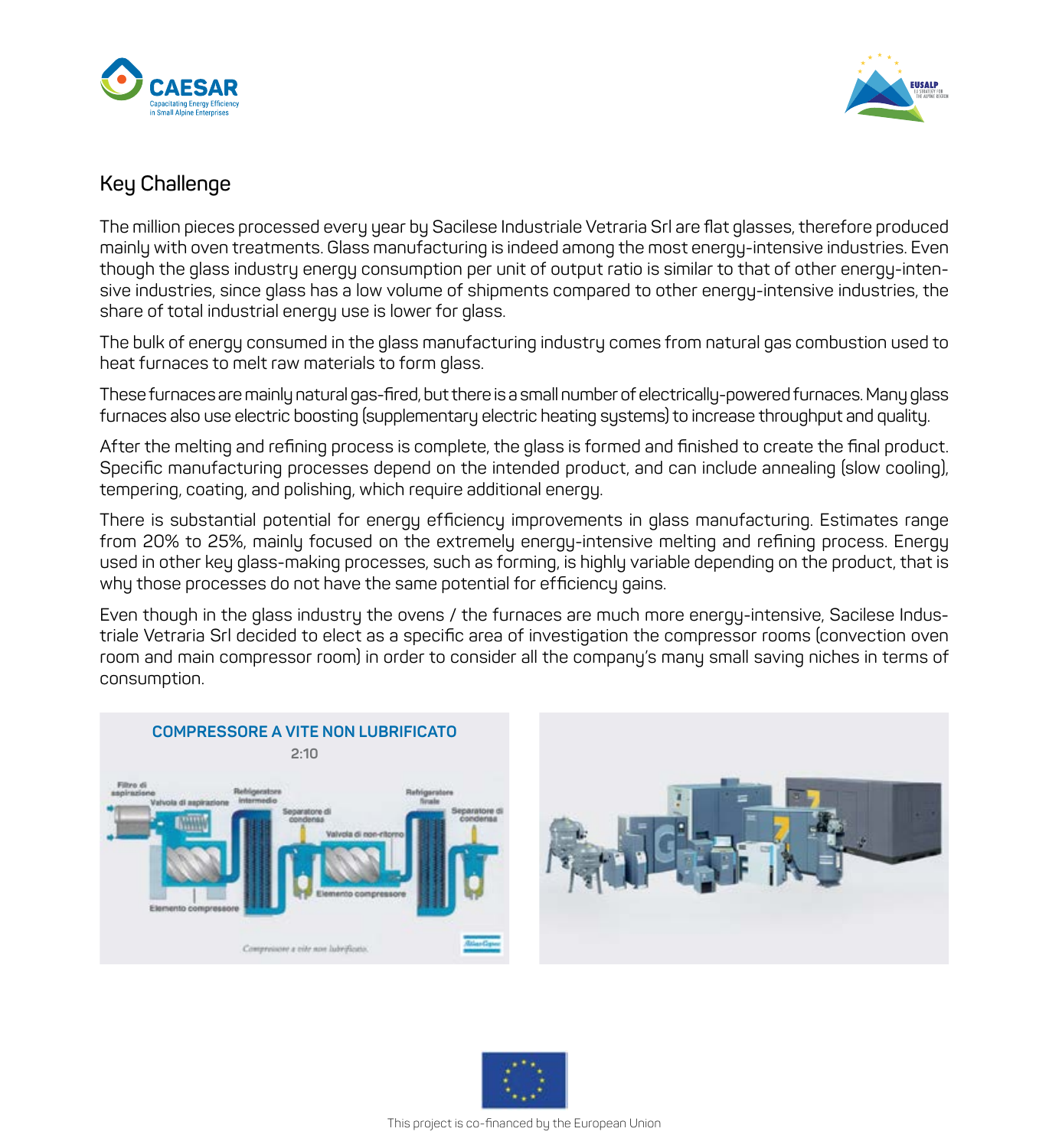## Key Challenge

The million pieces processed every year by Sacilese Industriale Vetraria Srl are flat glasses, therefore produced mainly with oven treatments. Glass manufacturing is indeed among the most energy-intensive industries. Even though the glass industry energy consumption per unit of output ratio is similar to that of other energy-intensive industries, since glass has a low volume of shipments compared to other energy-intensive industries, the share of total industrial energy use is lower for glass.

The bulk of energy consumed in the glass manufacturing industry comes from natural gas combustion used to heat furnaces to melt raw materials to form glass.

These furnaces are mainly natural gas-fired, but there is a small number of electrically-powered furnaces. Many glass furnaces also use electric boosting (supplementary electric heating systems) to increase throughput and quality.

After the melting and refining process is complete, the glass is formed and finished to create the final product. Specific manufacturing processes depend on the intended product, and can include annealing (slow cooling), tempering, coating, and polishing, which require additional energy.

There is substantial potential for energy efficiency improvements in glass manufacturing. Estimates range from 20% to 25%, mainly focused on the extremely energy-intensive melting and refining process. Energy used in other key glass-making processes, such as forming, is highly variable depending on the product, that is why those processes do not have the same potential for efficiency gains.

Even though in the glass industry the ovens / the furnaces are much more energy-intensive, Sacilese Industriale Vetraria Srl decided to elect as a specific area of investigation the compressor rooms (convection oven room and main compressor room) in order to consider all the company's many small saving niches in terms of consumption.

This project is co-financed by the European Union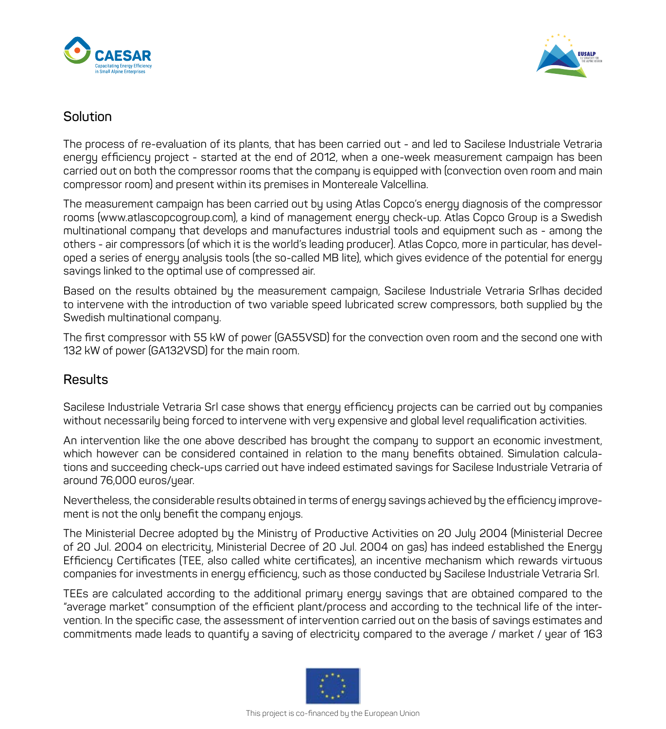## Solution

The process of re-evaluation of its plants, that has been carried out - and led to Sacilese Industriale Vetraria energy efficiency project - started at the end of 2012, when a one-week measurement campaign has been carried out on both the compressor rooms that the company is equipped with (convection oven room and main compressor room) and present within its premises in Montereale Valcellina.

The measurement campaign has been carried out by using Atlas Copco's energy diagnosis of the compressor rooms (www.atlascopcogroup.com), a kind of management energy check-up. Atlas Copco Group is a Swedish multinational company that develops and manufactures industrial tools and equipment such as - among the others - air compressors (of which it is the world's leading producer). Atlas Copco, more in particular, has developed a series of energy analysis tools (the so-called MB lite), which gives evidence of the potential for energy savings linked to the optimal use of compressed air.

Based on the results obtained by the measurement campaign, Sacilese Industriale Vetraria Srlhas decided to intervene with the introduction of two variable speed lubricated screw compressors, both supplied by the Swedish multinational company.

The first compressor with 55 kW of power (GA55VSD) for the convection oven room and the second one with 132 kW of power (GA132VSD) for the main room.

## Results

Sacilese Industriale Vetraria Srl case shows that energy efficiency projects can be carried out by companies without necessarily being forced to intervene with very expensive and global level requalification activities.

An intervention like the one above described has brought the company to support an economic investment, which however can be considered contained in relation to the many benefits obtained. Simulation calculations and succeeding check-ups carried out have indeed estimated savings for Sacilese Industriale Vetraria of around 76,000 euros/year.

Nevertheless, the considerable results obtained in terms of energy savings achieved by the efficiency improvement is not the only benefit the company enjoys.

The Ministerial Decree adopted by the Ministry of Productive Activities on 20 July 2004 (Ministerial Decree of 20 Jul. 2004 on electricity, Ministerial Decree of 20 Jul. 2004 on gas) has indeed established the Energy Efficiency Certificates (TEE, also called white certificates), an incentive mechanism which rewards virtuous companies for investments in energy efficiency, such as those conducted by Sacilese Industriale Vetraria Srl.

TEEs are calculated according to the additional primary energy savings that are obtained compared to the "average market" consumption of the efficient plant/process and according to the technical life of the intervention. In the specific case, the assessment of intervention carried out on the basis of savings estimates and commitments made leads to quantify a saving of electricity compared to the average / market / year of 163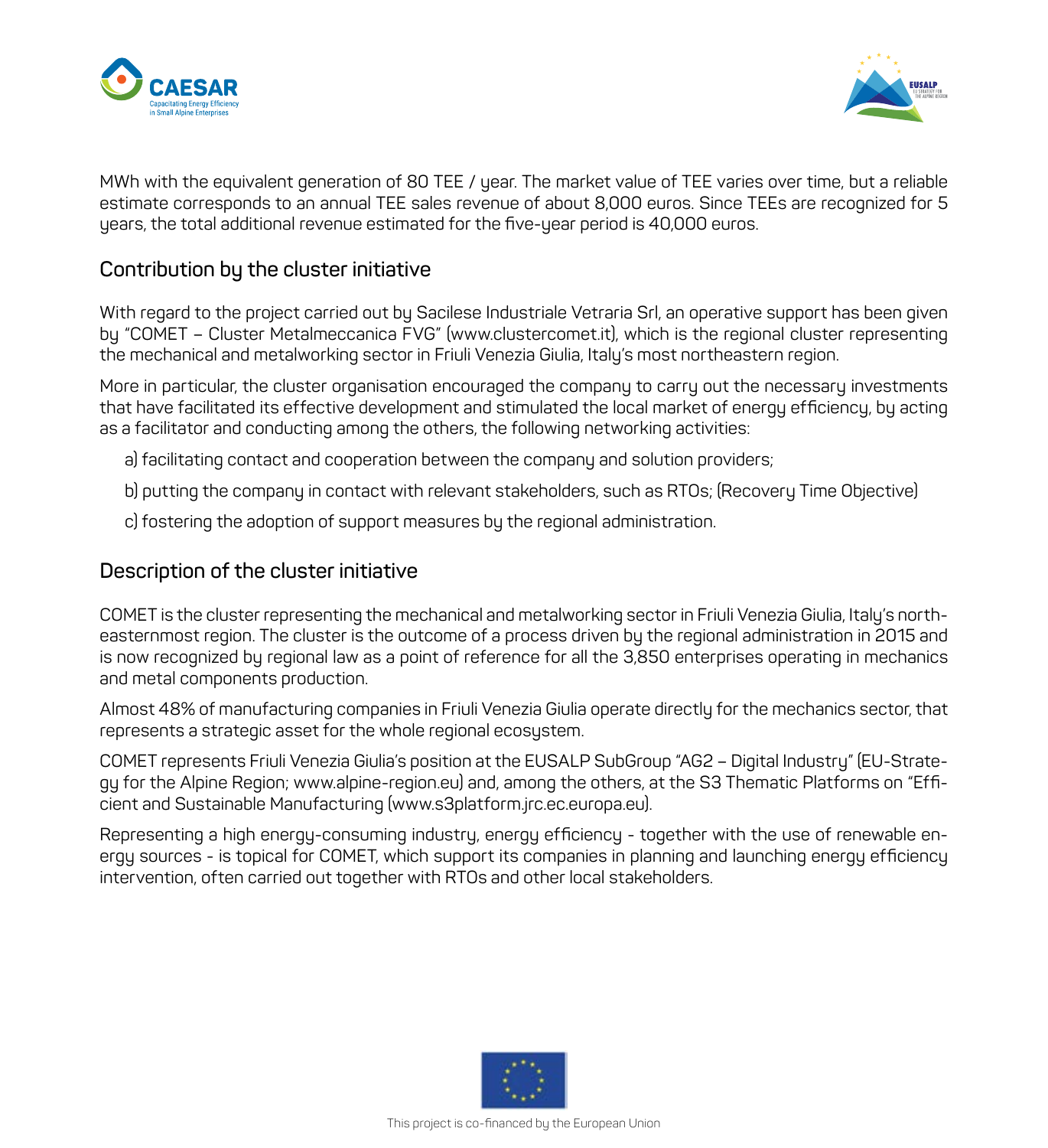MWh with the equivalent generation of 80 TEE / year. The market value of TEE varies over time, but a reliable estimate corresponds to an annual TEE sales revenue of about 8,000 euros. Since TEEs are recognized for 5 years, the total additional revenue estimated for the five-year period is 40,000 euros.

## Contribution by the cluster initiative

With regard to the project carried out by Sacilese Industriale Vetraria Srl, an operative support has been given by "COMET – Cluster Metalmeccanica FVG" (www.clustercomet.it), which is the regional cluster representing the mechanical and metalworking sector in Friuli Venezia Giulia, Italy's most northeastern region.

More in particular, the cluster organisation encouraged the company to carry out the necessary investments that have facilitated its effective development and stimulated the local market of energy efficiency, by acting as a facilitator and conducting among the others, the following networking activities:

a) facilitating contact and cooperation between the company and solution providers;

b) putting the company in contact with relevant stakeholders, such as RTOs; (Recovery Time Objective)

c) fostering the adoption of support measures by the regional administration.

## Description of the cluster initiative

COMET is the cluster representing the mechanical and metalworking sector in Friuli Venezia Giulia, Italy's north-easternmost region. The cluster is the outcome of a process driven by the regional administration in 2015 and is now recognized by regional law as a point of reference for all the 3,850 enterprises operating in mechanics and metal components production.

Almost 48% of manufacturing companies in Friuli Venezia Giulia operate directly for the mechanics sector, that represents a strategic asset for the whole regional ecosystem.

COMET represents Friuli Venezia Giulia's position at the EUSALP SubGroup "AG2 – Digital Industry" (EU-Strategy for the Alpine Region; www.alpine-region.eu) and, among the others, at the S3 Thematic Platforms on "Efficient and Sustainable Manufacturing (www.s3platform.jrc.ec.europa.eu).

Representing a high energy-consuming industry, energy efficiency - together with the use of renewable energy sources - is topical for COMET, which support its companies in planning and launching energy efficiency intervention, often carried out together with RTOs and other local stakeholders.

This project is co-financed by the European Union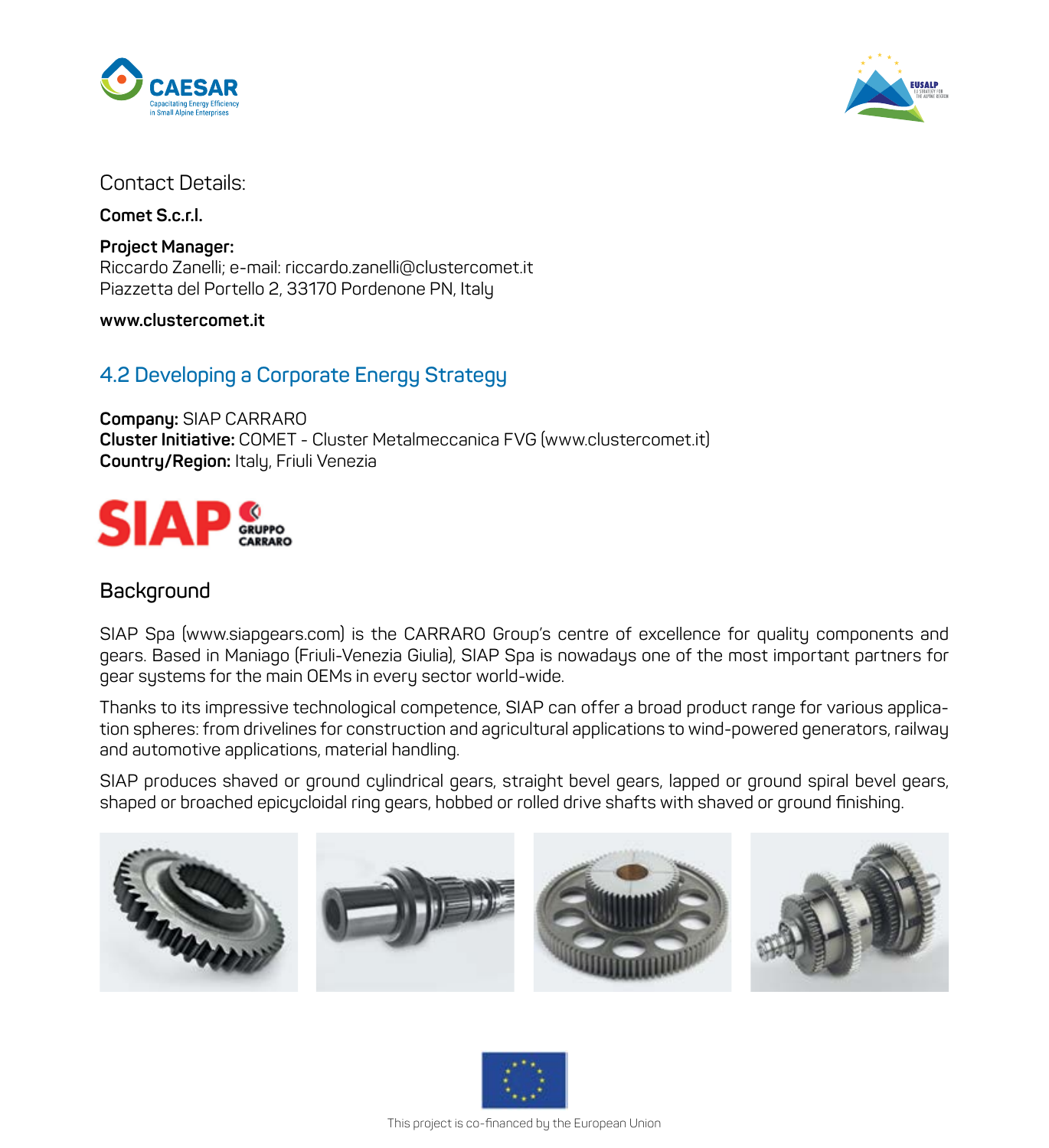Contact Details:

**Comet S.c.r.l.**

**Project Manager:**
Riccardo Zanelli; e-mail: riccardo.zanelli@clustercomet.it
Piazzetta del Portello 2, 33170 Pordenone PN, Italy

**www.clustercomet.it**

## 4.2 Developing a Corporate Energy Strategy

**Company:** SIAP CARRARO
**Cluster Initiative:** COMET - Cluster Metalmeccanica FVG (www.clustercomet.it)
**Country/Region:** Italy, Friuli Venezia

### Background

SIAP Spa (www.siapgears.com) is the CARRARO Group's centre of excellence for quality components and gears. Based in Maniago (Friuli-Venezia Giulia), SIAP Spa is nowadays one of the most important partners for gear systems for the main OEMs in every sector world-wide.

Thanks to its impressive technological competence, SIAP can offer a broad product range for various application spheres: from drivelines for construction and agricultural applications to wind-powered generators, railway and automotive applications, material handling.

SIAP produces shaved or ground cylindrical gears, straight bevel gears, lapped or ground spiral bevel gears, shaped or broached epicycloidal ring gears, hobbed or rolled drive shafts with shaved or ground finishing.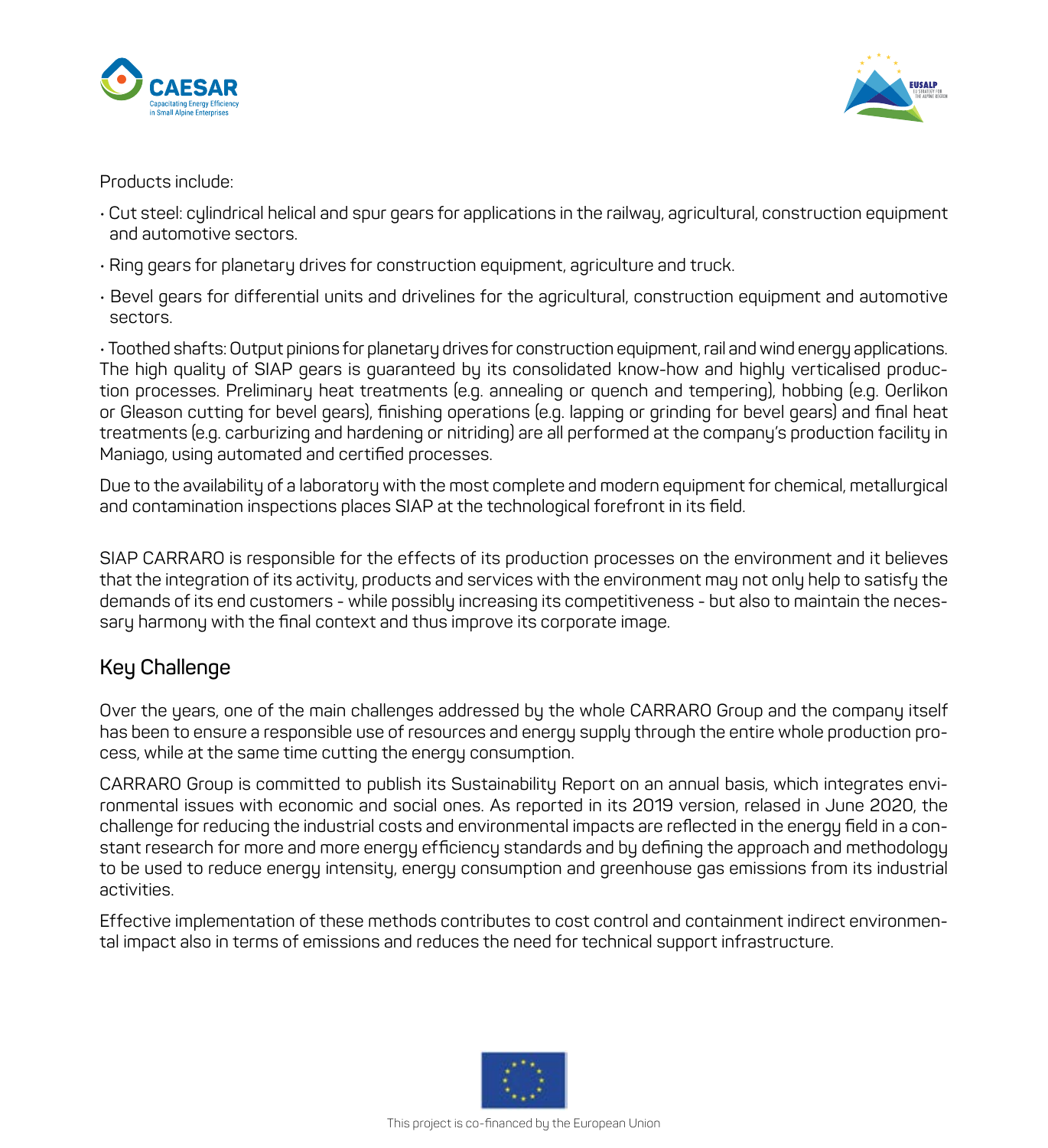Products include:

- Cut steel: cylindrical helical and spur gears for applications in the railway, agricultural, construction equipment and automotive sectors.
- Ring gears for planetary drives for construction equipment, agriculture and truck.
- Bevel gears for differential units and drivelines for the agricultural, construction equipment and automotive sectors.
- Toothed shafts: Output pinions for planetary drives for construction equipment, rail and wind energy applications.

The high quality of SIAP gears is guaranteed by its consolidated know-how and highly verticalised production processes. Preliminary heat treatments (e.g. annealing or quench and tempering), hobbing (e.g. Oerlikon or Gleason cutting for bevel gears), finishing operations (e.g. lapping or grinding for bevel gears) and final heat treatments (e.g. carburizing and hardening or nitriding) are all performed at the company's production facility in Maniago, using automated and certified processes.

Due to the availability of a laboratory with the most complete and modern equipment for chemical, metallurgical and contamination inspections places SIAP at the technological forefront in its field.

SIAP CARRARO is responsible for the effects of its production processes on the environment and it believes that the integration of its activity, products and services with the environment may not only help to satisfy the demands of its end customers - while possibly increasing its competitiveness - but also to maintain the necessary harmony with the final context and thus improve its corporate image.

## Key Challenge

Over the years, one of the main challenges addressed by the whole CARRARO Group and the company itself has been to ensure a responsible use of resources and energy supply through the entire whole production process, while at the same time cutting the energy consumption.

CARRARO Group is committed to publish its Sustainability Report on an annual basis, which integrates environmental issues with economic and social ones. As reported in its 2019 version, relased in June 2020, the challenge for reducing the industrial costs and environmental impacts are reflected in the energy field in a constant research for more and more energy efficiency standards and by defining the approach and methodology to be used to reduce energy intensity, energy consumption and greenhouse gas emissions from its industrial activities.

Effective implementation of these methods contributes to cost control and containment indirect environmental impact also in terms of emissions and reduces the need for technical support infrastructure.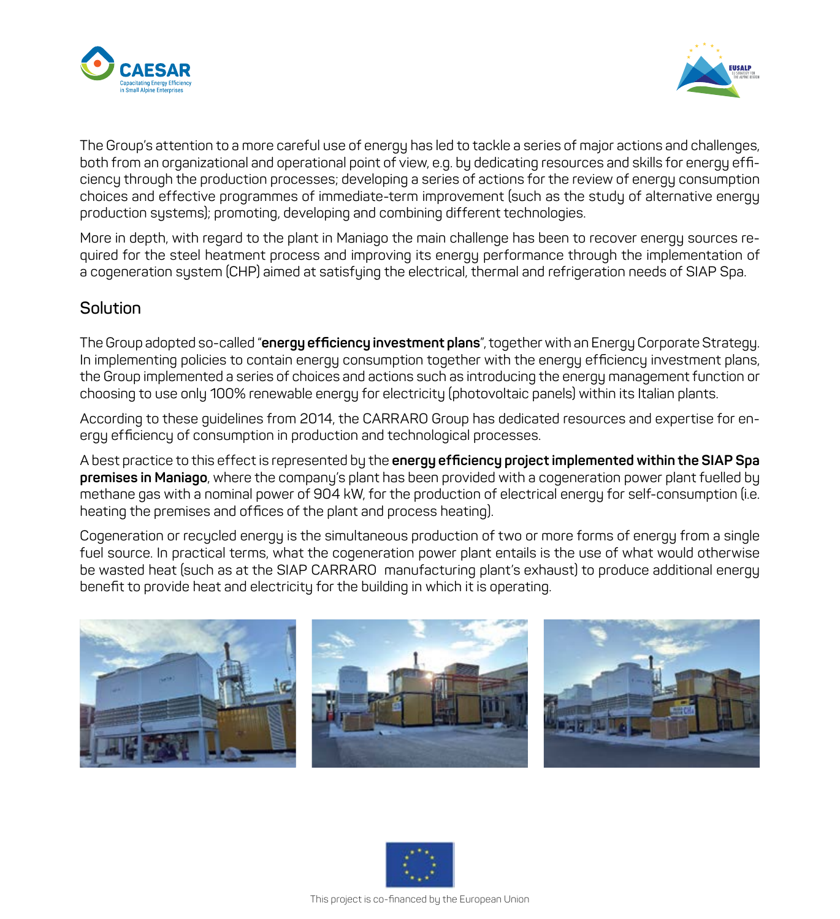The Group's attention to a more careful use of energy has led to tackle a series of major actions and challenges, both from an organizational and operational point of view, e.g. by dedicating resources and skills for energy efficiency through the production processes; developing a series of actions for the review of energy consumption choices and effective programmes of immediate-term improvement (such as the study of alternative energy production systems); promoting, developing and combining different technologies.

More in depth, with regard to the plant in Maniago the main challenge has been to recover energy sources required for the steel heatment process and improving its energy performance through the implementation of a cogeneration system (CHP) aimed at satisfying the electrical, thermal and refrigeration needs of SIAP Spa.

## Solution

The Group adopted so-called "**energy efficiency investment plans**", together with an Energy Corporate Strategy. In implementing policies to contain energy consumption together with the energy efficiency investment plans, the Group implemented a series of choices and actions such as introducing the energy management function or choosing to use only 100% renewable energy for electricity (photovoltaic panels) within its Italian plants.

According to these guidelines from 2014, the CARRARO Group has dedicated resources and expertise for energy efficiency of consumption in production and technological processes.

A best practice to this effect is represented by the **energy efficiency project implemented within the SIAP Spa premises in Maniago**, where the company's plant has been provided with a cogeneration power plant fuelled by methane gas with a nominal power of 904 kW, for the production of electrical energy for self-consumption (i.e. heating the premises and offices of the plant and process heating).

Cogeneration or recycled energy is the simultaneous production of two or more forms of energy from a single fuel source. In practical terms, what the cogeneration power plant entails is the use of what would otherwise be wasted heat (such as at the SIAP CARRARO manufacturing plant's exhaust) to produce additional energy benefit to provide heat and electricity for the building in which it is operating.

This project is co-financed by the European Union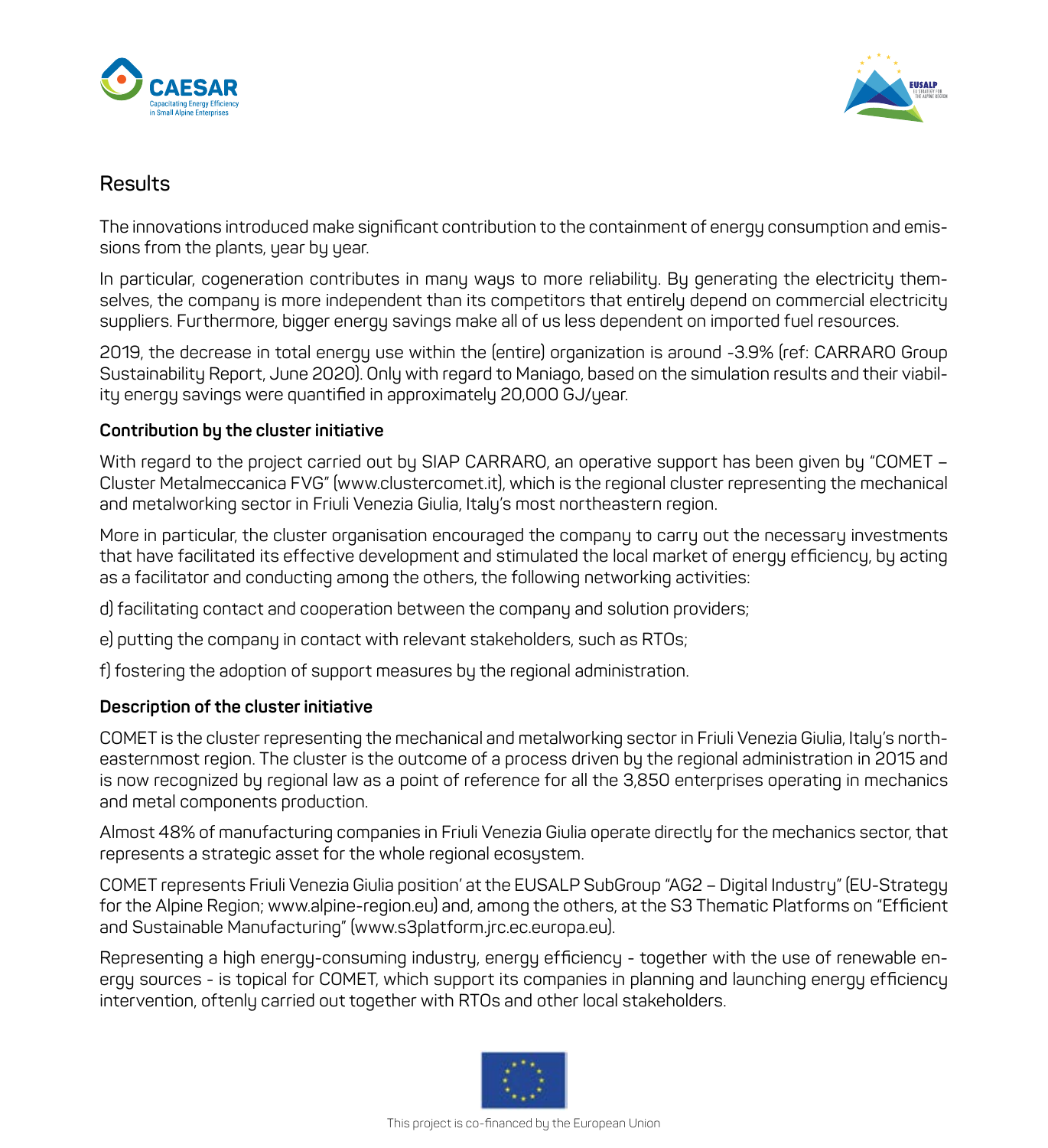## Results

The innovations introduced make significant contribution to the containment of energy consumption and emissions from the plants, year by year.

In particular, cogeneration contributes in many ways to more reliability. By generating the electricity themselves, the company is more independent than its competitors that entirely depend on commercial electricity suppliers. Furthermore, bigger energy savings make all of us less dependent on imported fuel resources.

2019, the decrease in total energy use within the (entire) organization is around -3.9% (ref: CARRARO Group Sustainability Report, June 2020). Only with regard to Maniago, based on the simulation results and their viability energy savings were quantified in approximately 20,000 GJ/year.

**Contribution by the cluster initiative**

With regard to the project carried out by SIAP CARRARO, an operative support has been given by "COMET – Cluster Metalmeccanica FVG" (www.clustercomet.it), which is the regional cluster representing the mechanical and metalworking sector in Friuli Venezia Giulia, Italy's most northeastern region.

More in particular, the cluster organisation encouraged the company to carry out the necessary investments that have facilitated its effective development and stimulated the local market of energy efficiency, by acting as a facilitator and conducting among the others, the following networking activities:

d) facilitating contact and cooperation between the company and solution providers;

e) putting the company in contact with relevant stakeholders, such as RTOs;

f) fostering the adoption of support measures by the regional administration.

**Description of the cluster initiative**

COMET is the cluster representing the mechanical and metalworking sector in Friuli Venezia Giulia, Italy's northeasternmost region. The cluster is the outcome of a process driven by the regional administration in 2015 and is now recognized by regional law as a point of reference for all the 3,850 enterprises operating in mechanics and metal components production.

Almost 48% of manufacturing companies in Friuli Venezia Giulia operate directly for the mechanics sector, that represents a strategic asset for the whole regional ecosystem.

COMET represents Friuli Venezia Giulia position' at the EUSALP SubGroup "AG2 – Digital Industry" (EU-Strategy for the Alpine Region; www.alpine-region.eu) and, among the others, at the S3 Thematic Platforms on "Efficient and Sustainable Manufacturing" (www.s3platform.jrc.ec.europa.eu).

Representing a high energy-consuming industry, energy efficiency - together with the use of renewable energy sources - is topical for COMET, which support its companies in planning and launching energy efficiency intervention, oftenly carried out together with RTOs and other local stakeholders.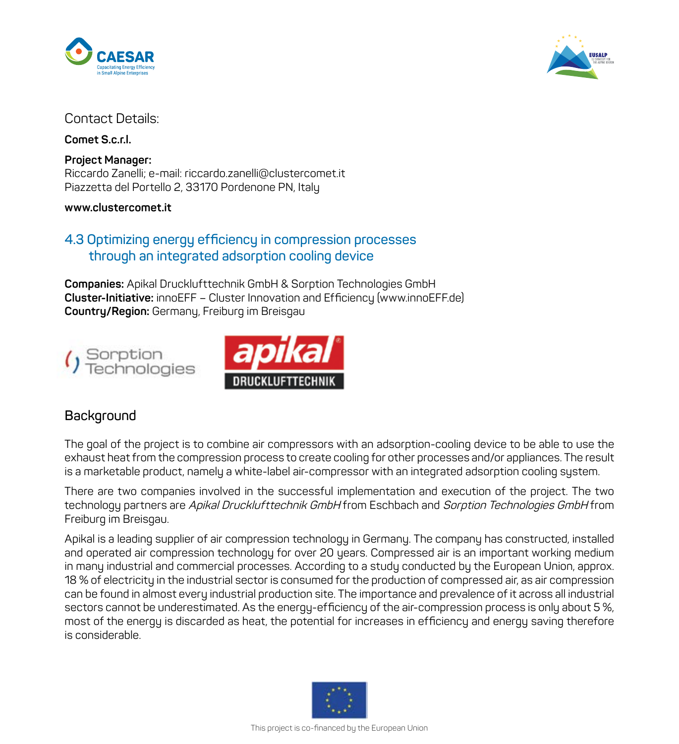Contact Details:

**Comet S.c.r.l.**

**Project Manager:**
Riccardo Zanelli; e-mail: riccardo.zanelli@clustercomet.it
Piazzetta del Portello 2, 33170 Pordenone PN, Italy

**www.clustercomet.it**

## 4.3 Optimizing energy efficiency in compression processes through an integrated adsorption cooling device

**Companies:** Apikal Druckluftttechnik GmbH & Sorption Technologies GmbH
**Cluster-Initiative:** innoEFF – Cluster Innovation and Efficiency (www.innoEFF.de)
**Country/Region:** Germany, Freiburg im Breisgau

### Background

The goal of the project is to combine air compressors with an adsorption-cooling device to be able to use the exhaust heat from the compression process to create cooling for other processes and/or appliances. The result is a marketable product, namely a white-label air-compressor with an integrated adsorption cooling system.

There are two companies involved in the successful implementation and execution of the project. The two technology partners are *Apikal Druckluftttechnik GmbH* from Eschbach and *Sorption Technologies GmbH* from Freiburg im Breisgau.

Apikal is a leading supplier of air compression technology in Germany. The company has constructed, installed and operated air compression technology for over 20 years. Compressed air is an important working medium in many industrial and commercial processes. According to a study conducted by the European Union, approx. 18 % of electricity in the industrial sector is consumed for the production of compressed air, as air compression can be found in almost every industrial production site. The importance and prevalence of it across all industrial sectors cannot be underestimated. As the energy-efficiency of the air-compression process is only about 5 %, most of the energy is discarded as heat, the potential for increases in efficiency and energy saving therefore is considerable.

This project is co-financed by the European Union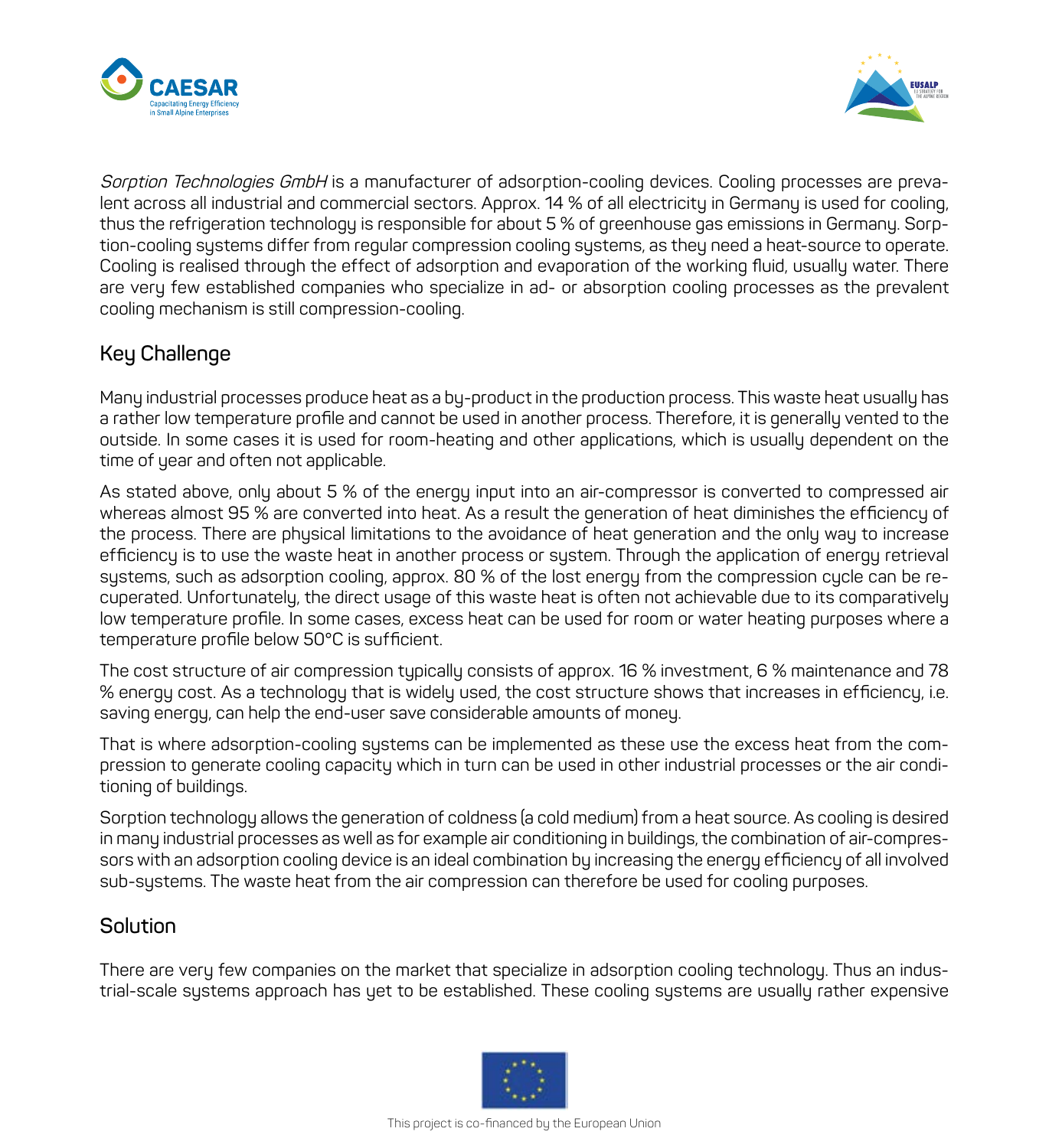*Sorption Technologies GmbH* is a manufacturer of adsorption-cooling devices. Cooling processes are prevalent across all industrial and commercial sectors. Approx. 14 % of all electricity in Germany is used for cooling, thus the refrigeration technology is responsible for about 5 % of greenhouse gas emissions in Germany. Sorption-cooling systems differ from regular compression cooling systems, as they need a heat-source to operate. Cooling is realised through the effect of adsorption and evaporation of the working fluid, usually water. There are very few established companies who specialize in ad- or absorption cooling processes as the prevalent cooling mechanism is still compression-cooling.

## Key Challenge

Many industrial processes produce heat as a by-product in the production process. This waste heat usually has a rather low temperature profile and cannot be used in another process. Therefore, it is generally vented to the outside. In some cases it is used for room-heating and other applications, which is usually dependent on the time of year and often not applicable.

As stated above, only about 5 % of the energy input into an air-compressor is converted to compressed air whereas almost 95 % are converted into heat. As a result the generation of heat diminishes the efficiency of the process. There are physical limitations to the avoidance of heat generation and the only way to increase efficiency is to use the waste heat in another process or system. Through the application of energy retrieval systems, such as adsorption cooling, approx. 80 % of the lost energy from the compression cycle can be recuperated. Unfortunately, the direct usage of this waste heat is often not achievable due to its comparatively low temperature profile. In some cases, excess heat can be used for room or water heating purposes where a temperature profile below 50°C is sufficient.

The cost structure of air compression typically consists of approx. 16 % investment, 6 % maintenance and 78 % energy cost. As a technology that is widely used, the cost structure shows that increases in efficiency, i.e. saving energy, can help the end-user save considerable amounts of money.

That is where adsorption-cooling systems can be implemented as these use the excess heat from the compression to generate cooling capacity which in turn can be used in other industrial processes or the air conditioning of buildings.

Sorption technology allows the generation of coldness (a cold medium) from a heat source. As cooling is desired in many industrial processes as well as for example air conditioning in buildings, the combination of air-compressors with an adsorption cooling device is an ideal combination by increasing the energy efficiency of all involved sub-systems. The waste heat from the air compression can therefore be used for cooling purposes.

## Solution

There are very few companies on the market that specialize in adsorption cooling technology. Thus an industrial-scale systems approach has yet to be established. These cooling systems are usually rather expensive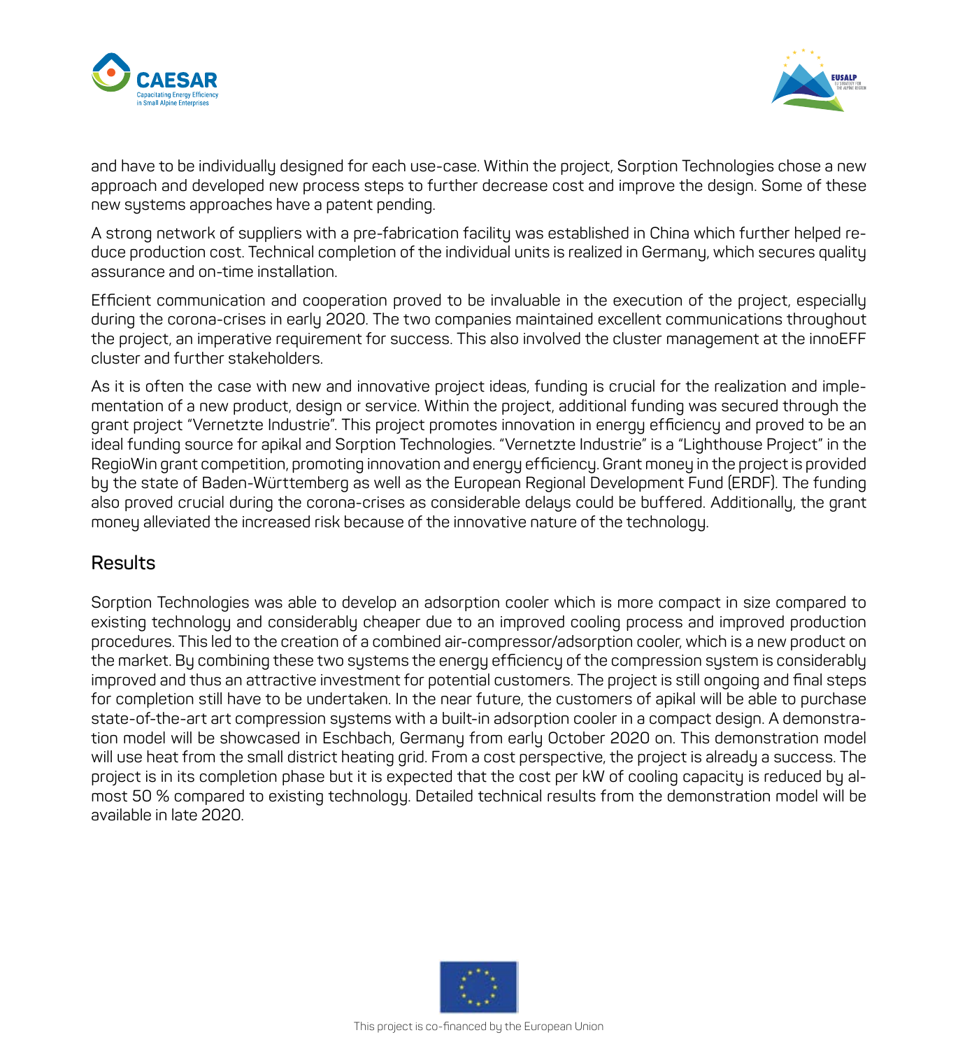and have to be individually designed for each use-case. Within the project, Sorption Technologies chose a new approach and developed new process steps to further decrease cost and improve the design. Some of these new systems approaches have a patent pending.

A strong network of suppliers with a pre-fabrication facility was established in China which further helped reduce production cost. Technical completion of the individual units is realized in Germany, which secures quality assurance and on-time installation.

Efficient communication and cooperation proved to be invaluable in the execution of the project, especially during the corona-crises in early 2020. The two companies maintained excellent communications throughout the project, an imperative requirement for success. This also involved the cluster management at the innoEFF cluster and further stakeholders.

As it is often the case with new and innovative project ideas, funding is crucial for the realization and implementation of a new product, design or service. Within the project, additional funding was secured through the grant project "Vernetzte Industrie". This project promotes innovation in energy efficiency and proved to be an ideal funding source for apikal and Sorption Technologies. "Vernetzte Industrie" is a "Lighthouse Project" in the RegioWin grant competition, promoting innovation and energy efficiency. Grant money in the project is provided by the state of Baden-Württemberg as well as the European Regional Development Fund (ERDF). The funding also proved crucial during the corona-crises as considerable delays could be buffered. Additionally, the grant money alleviated the increased risk because of the innovative nature of the technology.

## Results

Sorption Technologies was able to develop an adsorption cooler which is more compact in size compared to existing technology and considerably cheaper due to an improved cooling process and improved production procedures. This led to the creation of a combined air-compressor/adsorption cooler, which is a new product on the market. By combining these two systems the energy efficiency of the compression system is considerably improved and thus an attractive investment for potential customers. The project is still ongoing and final steps for completion still have to be undertaken. In the near future, the customers of apikal will be able to purchase state-of-the-art art compression systems with a built-in adsorption cooler in a compact design. A demonstration model will be showcased in Eschbach, Germany from early October 2020 on. This demonstration model will use heat from the small district heating grid. From a cost perspective, the project is already a success. The project is in its completion phase but it is expected that the cost per kW of cooling capacity is reduced by almost 50 % compared to existing technology. Detailed technical results from the demonstration model will be available in late 2020.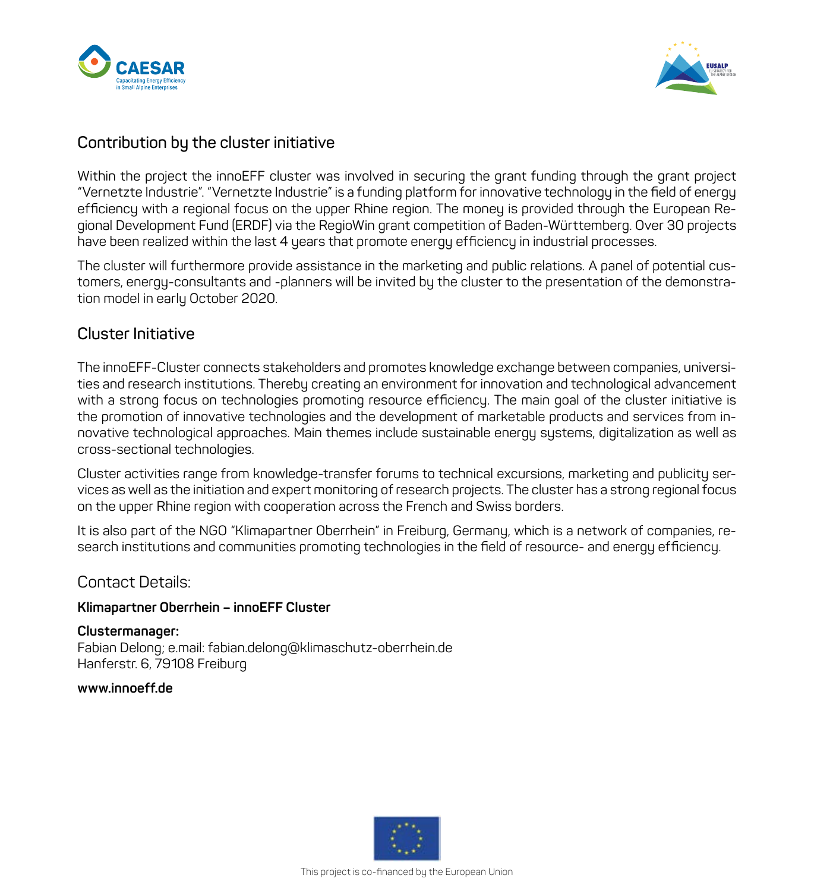## Contribution by the cluster initiative

Within the project the innoEFF cluster was involved in securing the grant funding through the grant project "Vernetzte Industrie". "Vernetzte Industrie" is a funding platform for innovative technology in the field of energy efficiency with a regional focus on the upper Rhine region. The money is provided through the European Regional Development Fund (ERDF) via the RegioWin grant competition of Baden-Württemberg. Over 30 projects have been realized within the last 4 years that promote energy efficiency in industrial processes.

The cluster will furthermore provide assistance in the marketing and public relations. A panel of potential customers, energy-consultants and -planners will be invited by the cluster to the presentation of the demonstration model in early October 2020.

## Cluster Initiative

The innoEFF-Cluster connects stakeholders and promotes knowledge exchange between companies, universities and research institutions. Thereby creating an environment for innovation and technological advancement with a strong focus on technologies promoting resource efficiency. The main goal of the cluster initiative is the promotion of innovative technologies and the development of marketable products and services from innovative technological approaches. Main themes include sustainable energy systems, digitalization as well as cross-sectional technologies.

Cluster activities range from knowledge-transfer forums to technical excursions, marketing and publicity services as well as the initiation and expert monitoring of research projects. The cluster has a strong regional focus on the upper Rhine region with cooperation across the French and Swiss borders.

It is also part of the NGO "Klimapartner Oberrhein" in Freiburg, Germany, which is a network of companies, research institutions and communities promoting technologies in the field of resource- and energy efficiency.

## Contact Details:

**Klimapartner Oberrhein – innoEFF Cluster**

**Clustermanager:**
Fabian Delong; e.mail: fabian.delong@klimaschutz-oberrhein.de
Hanferstr. 6, 79108 Freiburg

**www.innoeff.de**

This project is co-financed by the European Union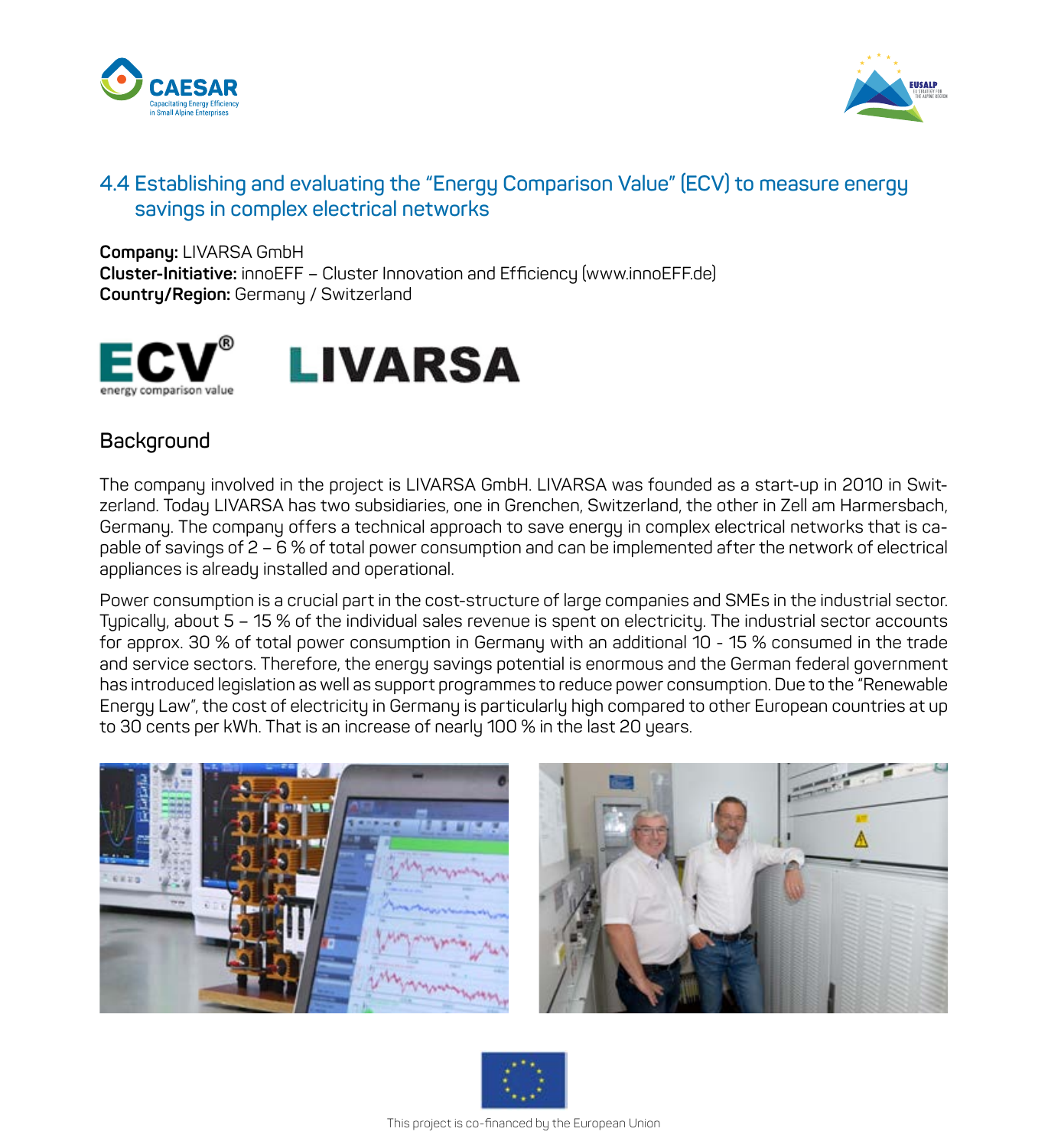## 4.4 Establishing and evaluating the "Energy Comparison Value" (ECV) to measure energy savings in complex electrical networks

**Company:** LIVARSA GmbH
**Cluster-Initiative:** innoEFF – Cluster Innovation and Efficiency (www.innoEFF.de)
**Country/Region:** Germany / Switzerland

### Background

The company involved in the project is LIVARSA GmbH. LIVARSA was founded as a start-up in 2010 in Switzerland. Today LIVARSA has two subsidiaries, one in Grenchen, Switzerland, the other in Zell am Harmersbach, Germany. The company offers a technical approach to save energy in complex electrical networks that is capable of savings of 2 – 6 % of total power consumption and can be implemented after the network of electrical appliances is already installed and operational.

Power consumption is a crucial part in the cost-structure of large companies and SMEs in the industrial sector. Typically, about 5 – 15 % of the individual sales revenue is spent on electricity. The industrial sector accounts for approx. 30 % of total power consumption in Germany with an additional 10 - 15 % consumed in the trade and service sectors. Therefore, the energy savings potential is enormous and the German federal government has introduced legislation as well as support programmes to reduce power consumption. Due to the "Renewable Energy Law", the cost of electricity in Germany is particularly high compared to other European countries at up to 30 cents per kWh. That is an increase of nearly 100 % in the last 20 years.

This project is co-financed by the European Union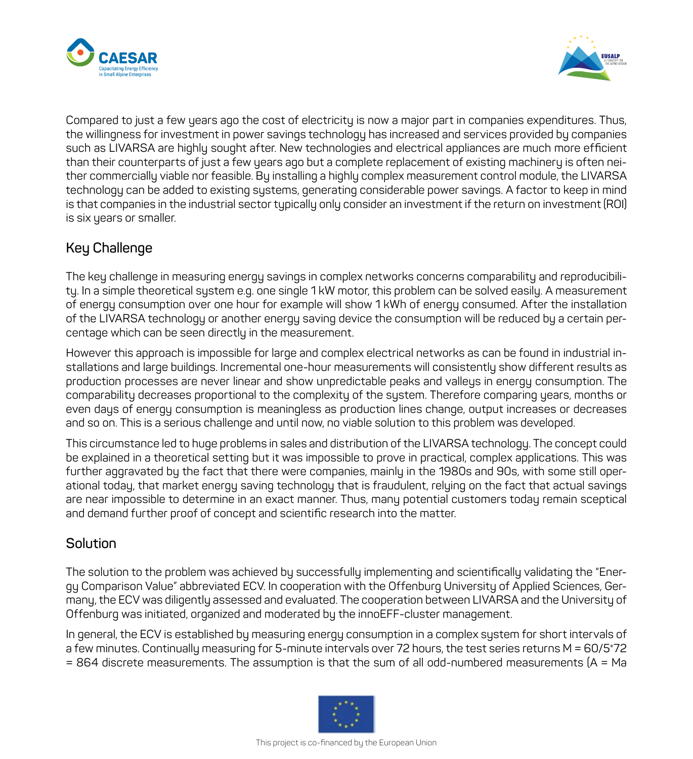Compared to just a few years ago the cost of electricity is now a major part in companies expenditures. Thus, the willingness for investment in power savings technology has increased and services provided by companies such as LIVARSA are highly sought after. New technologies and electrical appliances are much more efficient than their counterparts of just a few years ago but a complete replacement of existing machinery is often neither commercially viable nor feasible. By installing a highly complex measurement control module, the LIVARSA technology can be added to existing systems, generating considerable power savings. A factor to keep in mind is that companies in the industrial sector typically only consider an investment if the return on investment (ROI) is six years or smaller.

## Key Challenge

The key challenge in measuring energy savings in complex networks concerns comparability and reproducibility. In a simple theoretical system e.g. one single 1 kW motor, this problem can be solved easily. A measurement of energy consumption over one hour for example will show 1 kWh of energy consumed. After the installation of the LIVARSA technology or another energy saving device the consumption will be reduced by a certain percentage which can be seen directly in the measurement.

However this approach is impossible for large and complex electrical networks as can be found in industrial installations and large buildings. Incremental one-hour measurements will consistently show different results as production processes are never linear and show unpredictable peaks and valleys in energy consumption. The comparability decreases proportional to the complexity of the system. Therefore comparing years, months or even days of energy consumption is meaningless as production lines change, output increases or decreases and so on. This is a serious challenge and until now, no viable solution to this problem was developed.

This circumstance led to huge problems in sales and distribution of the LIVARSA technology. The concept could be explained in a theoretical setting but it was impossible to prove in practical, complex applications. This was further aggravated by the fact that there were companies, mainly in the 1980s and 90s, with some still operational today, that market energy saving technology that is fraudulent, relying on the fact that actual savings are near impossible to determine in an exact manner. Thus, many potential customers today remain sceptical and demand further proof of concept and scientific research into the matter.

## Solution

The solution to the problem was achieved by successfully implementing and scientifically validating the "Energy Comparison Value" abbreviated ECV. In cooperation with the Offenburg University of Applied Sciences, Germany, the ECV was diligently assessed and evaluated. The cooperation between LIVARSA and the University of Offenburg was initiated, organized and moderated by the innoEFF-cluster management.

In general, the ECV is established by measuring energy consumption in a complex system for short intervals of a few minutes. Continually measuring for 5-minute intervals over 72 hours, the test series returns $M = 60/5*72 = 864$ discrete measurements. The assumption is that the sum of all odd-numbered measurements (A = Ma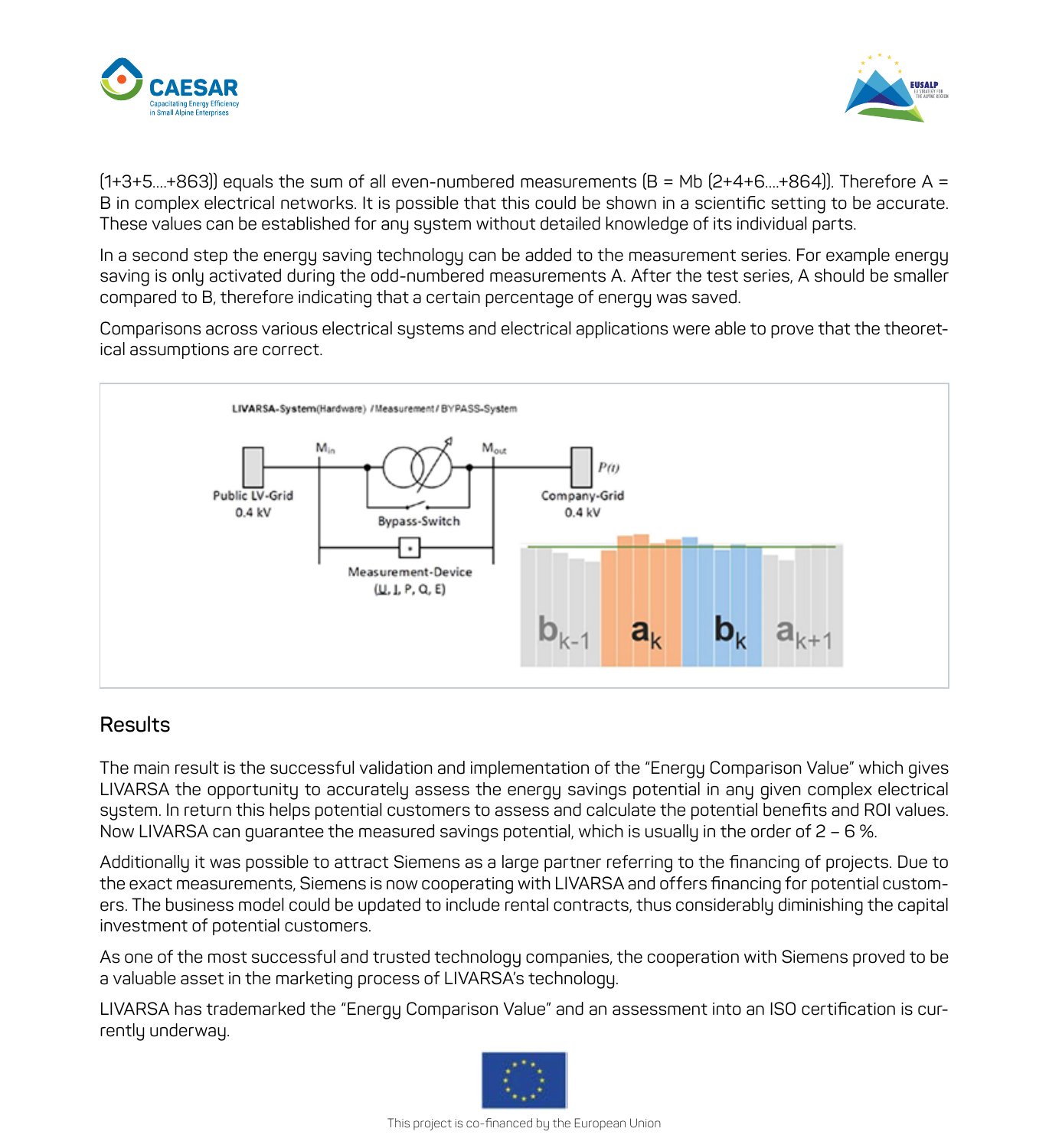(1+3+5....+863)) equals the sum of all even-numbered measurements (B = Mb (2+4+6....+864)). Therefore A = B in complex electrical networks. It is possible that this could be shown in a scientific setting to be accurate. These values can be established for any system without detailed knowledge of its individual parts.

In a second step the energy saving technology can be added to the measurement series. For example energy saving is only activated during the odd-numbered measurements A. After the test series, A should be smaller compared to B, therefore indicating that a certain percentage of energy was saved.

Comparisons across various electrical systems and electrical applications were able to prove that the theoretical assumptions are correct.

## Results

The main result is the successful validation and implementation of the "Energy Comparison Value" which gives LIVARSA the opportunity to accurately assess the energy savings potential in any given complex electrical system. In return this helps potential customers to assess and calculate the potential benefits and ROI values. Now LIVARSA can guarantee the measured savings potential, which is usually in the order of 2 – 6 %.

Additionally it was possible to attract Siemens as a large partner referring to the financing of projects. Due to the exact measurements, Siemens is now cooperating with LIVARSA and offers financing for potential customers. The business model could be updated to include rental contracts, thus considerably diminishing the capital investment of potential customers.

As one of the most successful and trusted technology companies, the cooperation with Siemens proved to be a valuable asset in the marketing process of LIVARSA's technology.

LIVARSA has trademarked the "Energy Comparison Value" and an assessment into an ISO certification is currently underway.

This project is co-financed by the European Union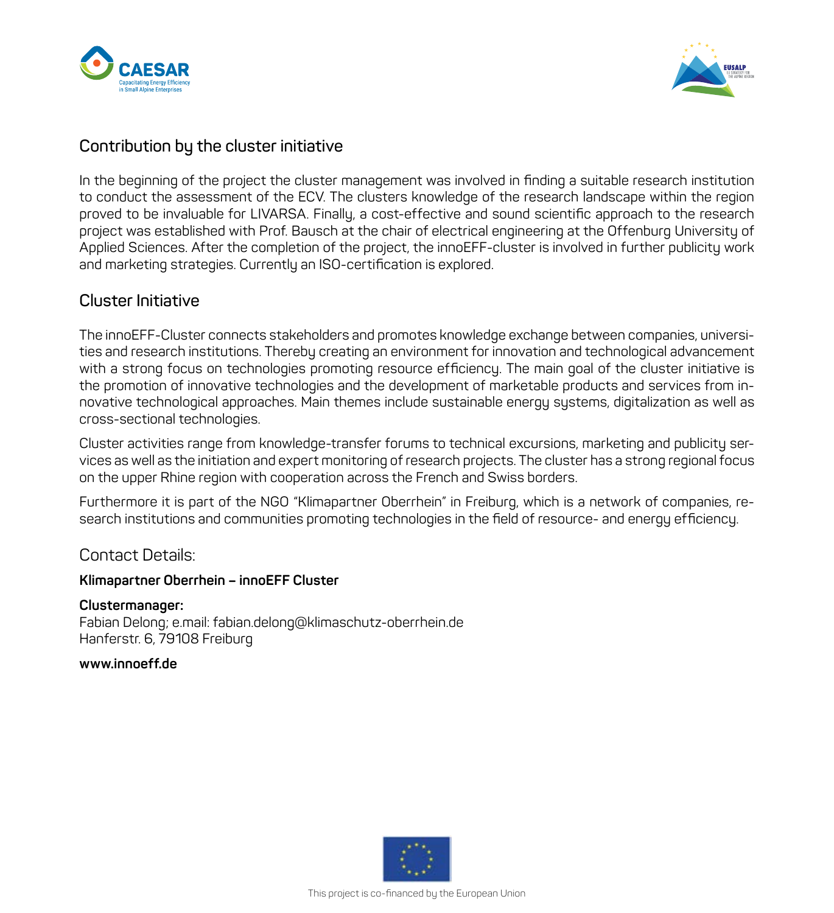## Contribution by the cluster initiative

In the beginning of the project the cluster management was involved in finding a suitable research institution to conduct the assessment of the ECV. The clusters knowledge of the research landscape within the region proved to be invaluable for LIVARSA. Finally, a cost-effective and sound scientific approach to the research project was established with Prof. Bausch at the chair of electrical engineering at the Offenburg University of Applied Sciences. After the completion of the project, the innoEFF-cluster is involved in further publicity work and marketing strategies. Currently an ISO-certification is explored.

## Cluster Initiative

The innoEFF-Cluster connects stakeholders and promotes knowledge exchange between companies, universities and research institutions. Thereby creating an environment for innovation and technological advancement with a strong focus on technologies promoting resource efficiency. The main goal of the cluster initiative is the promotion of innovative technologies and the development of marketable products and services from innovative technological approaches. Main themes include sustainable energy systems, digitalization as well as cross-sectional technologies.

Cluster activities range from knowledge-transfer forums to technical excursions, marketing and publicity services as well as the initiation and expert monitoring of research projects. The cluster has a strong regional focus on the upper Rhine region with cooperation across the French and Swiss borders.

Furthermore it is part of the NGO "Klimapartner Oberrhein" in Freiburg, which is a network of companies, research institutions and communities promoting technologies in the field of resource- and energy efficiency.

## Contact Details:

**Klimapartner Oberrhein – innoEFF Cluster**

**Clustermanager:**
Fabian Delong; e.mail: fabian.delong@klimaschutz-oberrhein.de
Hanferstr. 6, 79108 Freiburg

**www.innoeff.de**

This project is co-financed by the European Union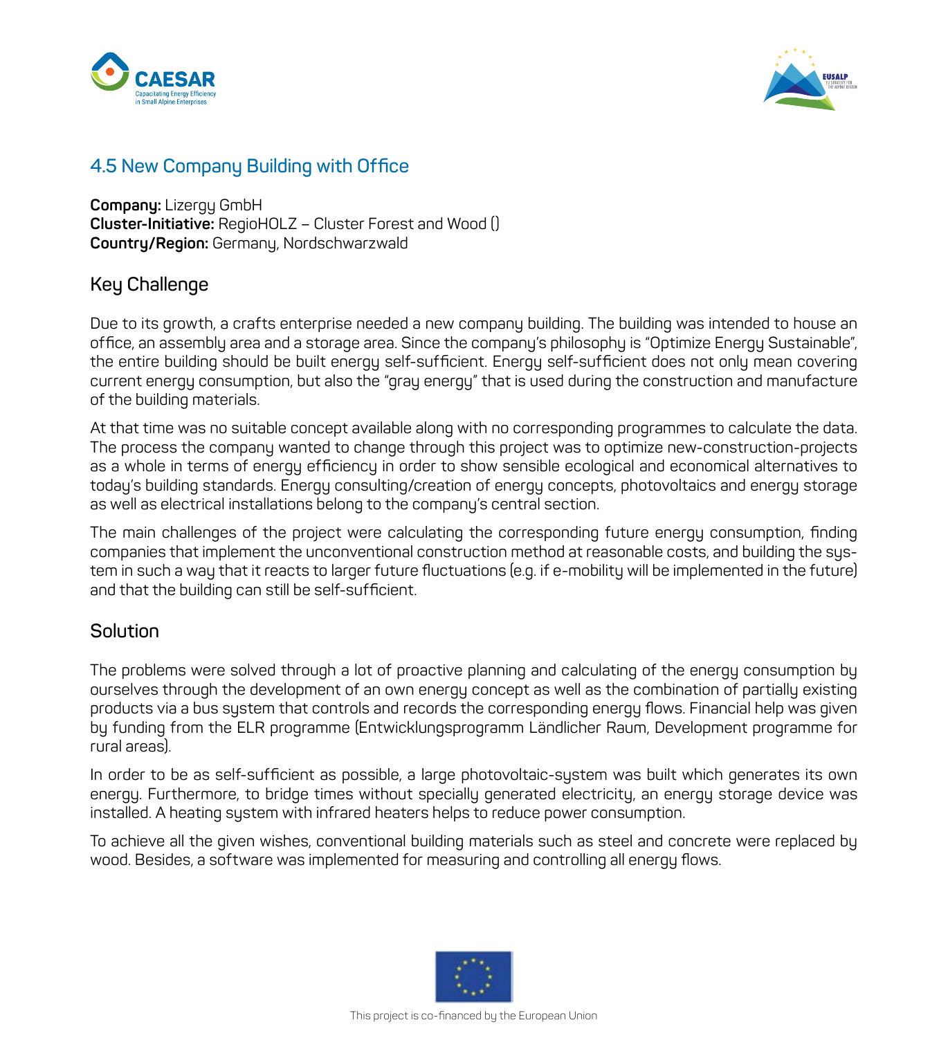## 4.5 New Company Building with Office

**Company:** Lizergy GmbH
**Cluster-Initiative:** RegioHOLZ – Cluster Forest and Wood ()
**Country/Region:** Germany, Nordschwarzwald

### Key Challenge

Due to its growth, a crafts enterprise needed a new company building. The building was intended to house an office, an assembly area and a storage area. Since the company's philosophy is "Optimize Energy Sustainable", the entire building should be built energy self-sufficient. Energy self-sufficient does not only mean covering current energy consumption, but also the "gray energy" that is used during the construction and manufacture of the building materials.

At that time was no suitable concept available along with no corresponding programmes to calculate the data. The process the company wanted to change through this project was to optimize new-construction-projects as a whole in terms of energy efficiency in order to show sensible ecological and economical alternatives to today's building standards. Energy consulting/creation of energy concepts, photovoltaics and energy storage as well as electrical installations belong to the company's central section.

The main challenges of the project were calculating the corresponding future energy consumption, finding companies that implement the unconventional construction method at reasonable costs, and building the system in such a way that it reacts to larger future fluctuations (e.g. if e-mobility will be implemented in the future) and that the building can still be self-sufficient.

### Solution

The problems were solved through a lot of proactive planning and calculating of the energy consumption by ourselves through the development of an own energy concept as well as the combination of partially existing products via a bus system that controls and records the corresponding energy flows. Financial help was given by funding from the ELR programme (Entwicklungsprogramm Ländlicher Raum, Development programme for rural areas).

In order to be as self-sufficient as possible, a large photovoltaic-system was built which generates its own energy. Furthermore, to bridge times without specially generated electricity, an energy storage device was installed. A heating system with infrared heaters helps to reduce power consumption.

To achieve all the given wishes, conventional building materials such as steel and concrete were replaced by wood. Besides, a software was implemented for measuring and controlling all energy flows.

This project is co-financed by the European Union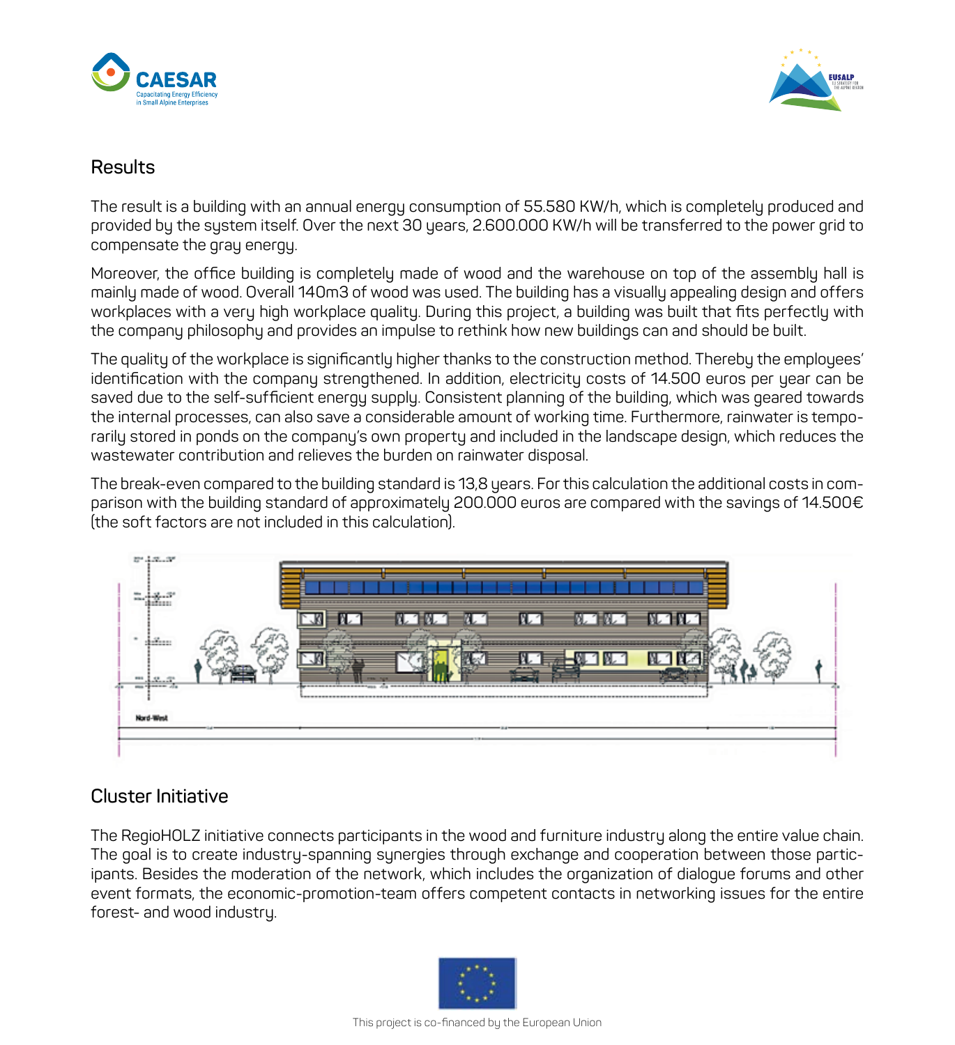## Results

The result is a building with an annual energy consumption of 55.580 KW/h, which is completely produced and provided by the system itself. Over the next 30 years, 2.600.000 KW/h will be transferred to the power grid to compensate the gray energy.

Moreover, the office building is completely made of wood and the warehouse on top of the assembly hall is mainly made of wood. Overall 140m3 of wood was used. The building has a visually appealing design and offers workplaces with a very high workplace quality. During this project, a building was built that fits perfectly with the company philosophy and provides an impulse to rethink how new buildings can and should be built.

The quality of the workplace is significantly higher thanks to the construction method. Thereby the employees' identification with the company strengthened. In addition, electricity costs of 14.500 euros per year can be saved due to the self-sufficient energy supply. Consistent planning of the building, which was geared towards the internal processes, can also save a considerable amount of working time. Furthermore, rainwater is temporarily stored in ponds on the company's own property and included in the landscape design, which reduces the wastewater contribution and relieves the burden on rainwater disposal.

The break-even compared to the building standard is 13,8 years. For this calculation the additional costs in comparison with the building standard of approximately 200.000 euros are compared with the savings of 14.500€ (the soft factors are not included in this calculation).

## Cluster Initiative

The RegioHOLZ initiative connects participants in the wood and furniture industry along the entire value chain. The goal is to create industry-spanning synergies through exchange and cooperation between those participants. Besides the moderation of the network, which includes the organization of dialogue forums and other event formats, the economic-promotion-team offers competent contacts in networking issues for the entire forest- and wood industry.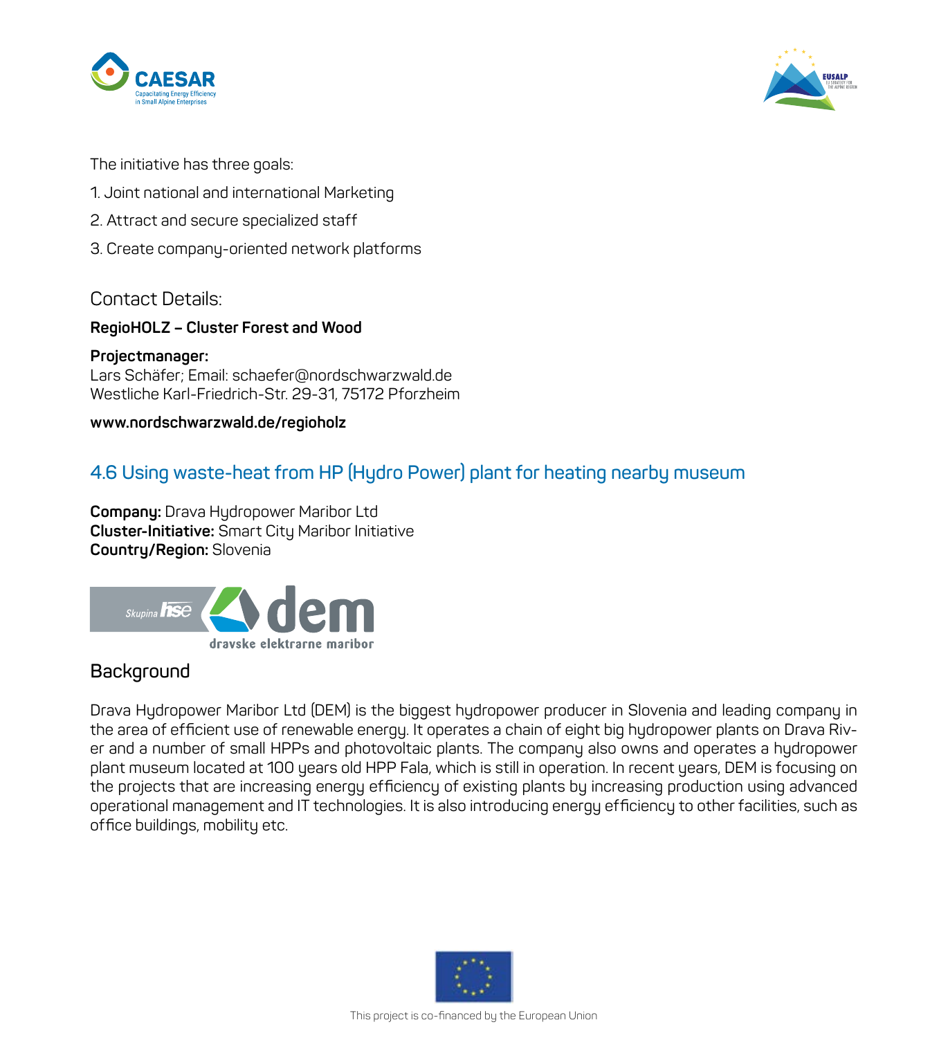The initiative has three goals:

1. Joint national and international Marketing
2. Attract and secure specialized staff
3. Create company-oriented network platforms

Contact Details:

**RegioHOLZ – Cluster Forest and Wood**

**Projectmanager:**
Lars Schäfer; Email: schaefer@nordschwarzwald.de
Westliche Karl-Friedrich-Str. 29-31, 75172 Pforzheim

**www.nordschwarzwald.de/regioholz**

## 4.6 Using waste-heat from HP (Hydro Power) plant for heating nearby museum

**Company:** Drava Hydropower Maribor Ltd
**Cluster-Initiative:** Smart City Maribor Initiative
**Country/Region:** Slovenia

### Background

Drava Hydropower Maribor Ltd (DEM) is the biggest hydropower producer in Slovenia and leading company in the area of efficient use of renewable energy. It operates a chain of eight big hydropower plants on Drava River and a number of small HPPs and photovoltaic plants. The company also owns and operates a hydropower plant museum located at 100 years old HPP Fala, which is still in operation. In recent years, DEM is focusing on the projects that are increasing energy efficiency of existing plants by increasing production using advanced operational management and IT technologies. It is also introducing energy efficiency to other facilities, such as office buildings, mobility etc.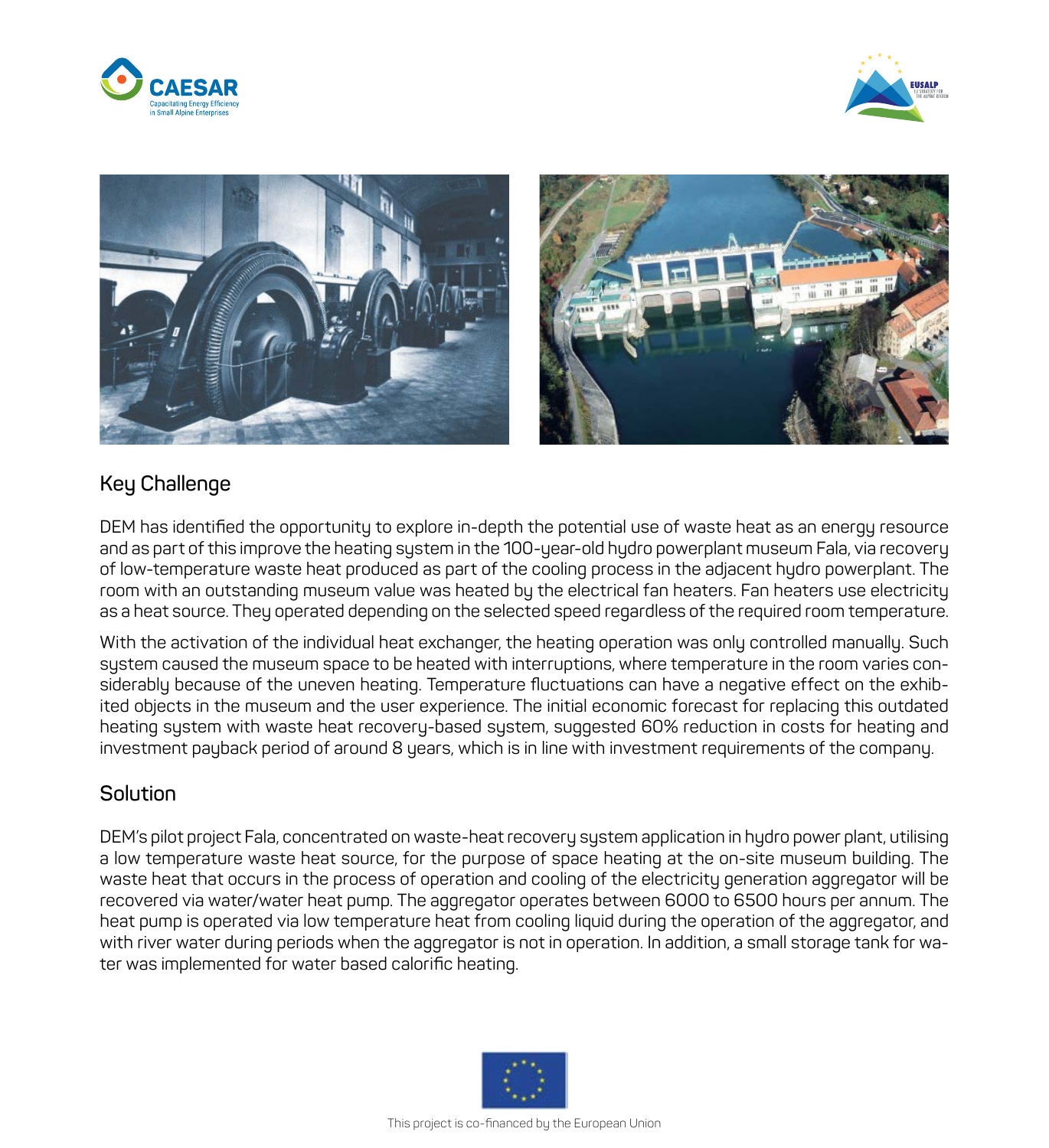## Key Challenge

DEM has identified the opportunity to explore in-depth the potential use of waste heat as an energy resource and as part of this improve the heating system in the 100-year-old hydro powerplant museum Fala, via recovery of low-temperature waste heat produced as part of the cooling process in the adjacent hydro powerplant. The room with an outstanding museum value was heated by the electrical fan heaters. Fan heaters use electricity as a heat source. They operated depending on the selected speed regardless of the required room temperature.

With the activation of the individual heat exchanger, the heating operation was only controlled manually. Such system caused the museum space to be heated with interruptions, where temperature in the room varies considerably because of the uneven heating. Temperature fluctuations can have a negative effect on the exhibited objects in the museum and the user experience. The initial economic forecast for replacing this outdated heating system with waste heat recovery-based system, suggested 60% reduction in costs for heating and investment payback period of around 8 years, which is in line with investment requirements of the company.

## Solution

DEM's pilot project Fala, concentrated on waste-heat recovery system application in hydro power plant, utilising a low temperature waste heat source, for the purpose of space heating at the on-site museum building. The waste heat that occurs in the process of operation and cooling of the electricity generation aggregator will be recovered via water/water heat pump. The aggregator operates between 6000 to 6500 hours per annum. The heat pump is operated via low temperature heat from cooling liquid during the operation of the aggregator, and with river water during periods when the aggregator is not in operation. In addition, a small storage tank for water was implemented for water based calorific heating.

This project is co-financed by the European Union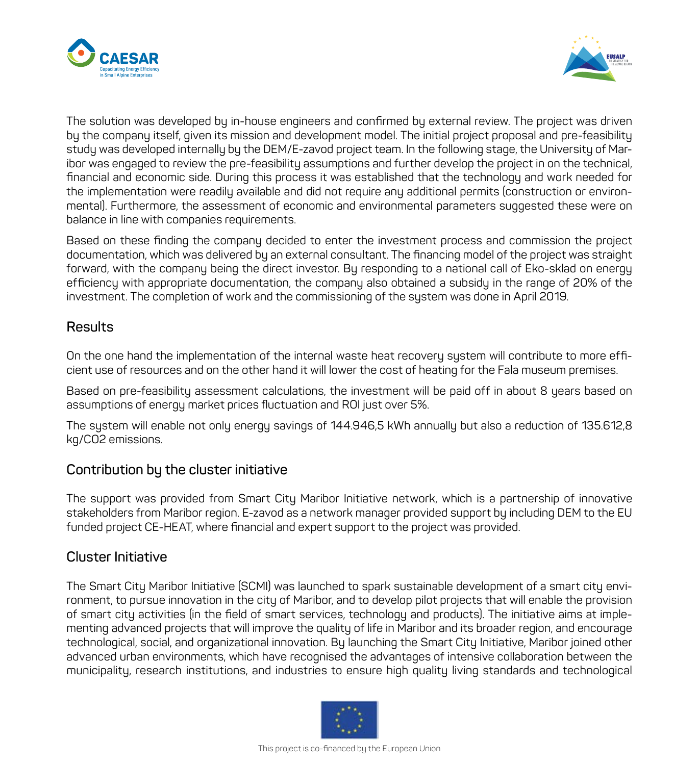The solution was developed by in-house engineers and confirmed by external review. The project was driven by the company itself, given its mission and development model. The initial project proposal and pre-feasibility study was developed internally by the DEM/E-zavod project team. In the following stage, the University of Maribor was engaged to review the pre-feasibility assumptions and further develop the project in on the technical, financial and economic side. During this process it was established that the technology and work needed for the implementation were readily available and did not require any additional permits (construction or environmental). Furthermore, the assessment of economic and environmental parameters suggested these were on balance in line with companies requirements.

Based on these finding the company decided to enter the investment process and commission the project documentation, which was delivered by an external consultant. The financing model of the project was straight forward, with the company being the direct investor. By responding to a national call of Eko-sklad on energy efficiency with appropriate documentation, the company also obtained a subsidy in the range of 20% of the investment. The completion of work and the commissioning of the system was done in April 2019.

## Results

On the one hand the implementation of the internal waste heat recovery system will contribute to more efficient use of resources and on the other hand it will lower the cost of heating for the Fala museum premises.

Based on pre-feasibility assessment calculations, the investment will be paid off in about 8 years based on assumptions of energy market prices fluctuation and ROI just over 5%.

The system will enable not only energy savings of 144.946,5 kWh annually but also a reduction of 135.612,8 kg/$CO_2$ emissions.

## Contribution by the cluster initiative

The support was provided from Smart City Maribor Initiative network, which is a partnership of innovative stakeholders from Maribor region. E-zavod as a network manager provided support by including DEM to the EU funded project CE-HEAT, where financial and expert support to the project was provided.

## Cluster Initiative

The Smart City Maribor Initiative (SCMI) was launched to spark sustainable development of a smart city environment, to pursue innovation in the city of Maribor, and to develop pilot projects that will enable the provision of smart city activities (in the field of smart services, technology and products). The initiative aims at implementing advanced projects that will improve the quality of life in Maribor and its broader region, and encourage technological, social, and organizational innovation. By launching the Smart City Initiative, Maribor joined other advanced urban environments, which have recognised the advantages of intensive collaboration between the municipality, research institutions, and industries to ensure high quality living standards and technological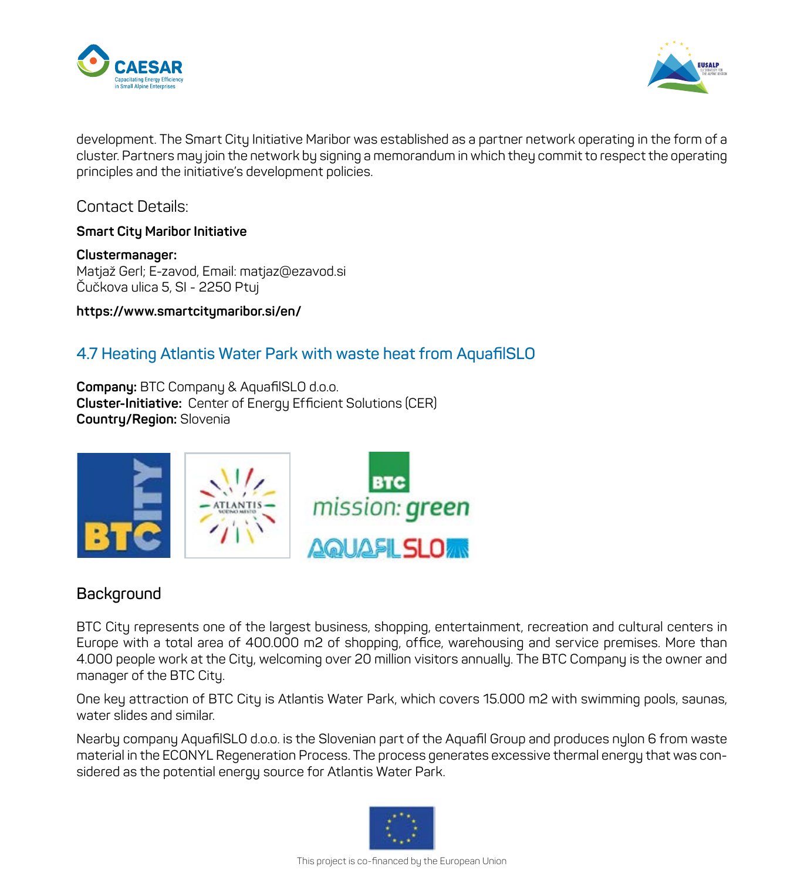development. The Smart City Initiative Maribor was established as a partner network operating in the form of a cluster. Partners may join the network by signing a memorandum in which they commit to respect the operating principles and the initiative's development policies.

### Contact Details:

**Smart City Maribor Initiative**

**Clustermanager:**
Matjaž Gerl; E-zavod, Email: matjaz@ezavod.si
Čučkova ulica 5, SI - 2250 Ptuj

**https://www.smartcitymaribor.si/en/**

## 4.7 Heating Atlantis Water Park with waste heat from AquafilSLO

**Company:** BTC Company & AquafilSLO d.o.o.
**Cluster-Initiative:** Center of Energy Efficient Solutions (CER)
**Country/Region:** Slovenia

### Background

BTC City represents one of the largest business, shopping, entertainment, recreation and cultural centers in Europe with a total area of 400.000 m2 of shopping, office, warehousing and service premises. More than 4.000 people work at the City, welcoming over 20 million visitors annually. The BTC Company is the owner and manager of the BTC City.

One key attraction of BTC City is Atlantis Water Park, which covers 15.000 m2 with swimming pools, saunas, water slides and similar.

Nearby company AquafilSLO d.o.o. is the Slovenian part of the Aquafil Group and produces nylon 6 from waste material in the ECONYL Regeneration Process. The process generates excessive thermal energy that was considered as the potential energy source for Atlantis Water Park.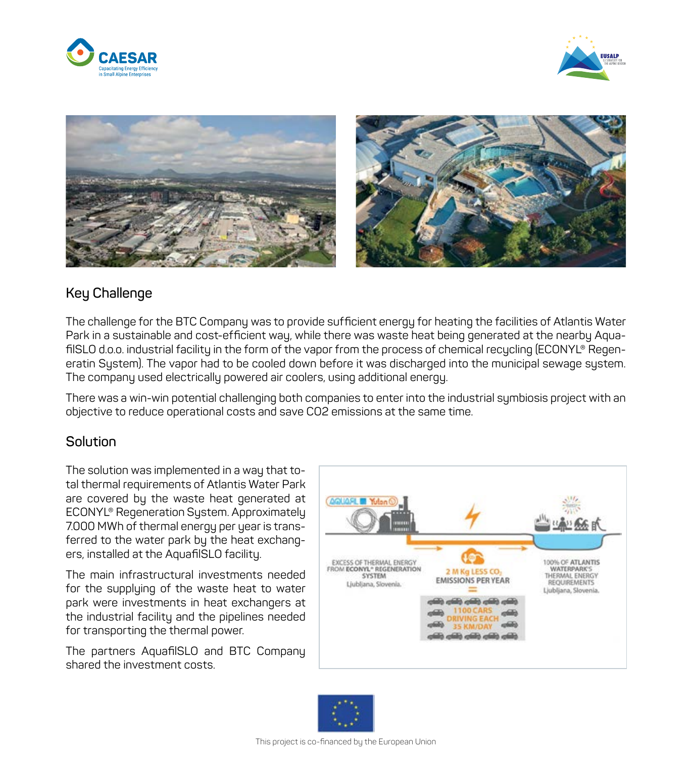## Key Challenge

The challenge for the BTC Company was to provide sufficient energy for heating the facilities of Atlantis Water Park in a sustainable and cost-efficient way, while there was waste heat being generated at the nearby AquafilSLO d.o.o. industrial facility in the form of the vapor from the process of chemical recycling (ECONYL® Regeneratin System). The vapor had to be cooled down before it was discharged into the municipal sewage system. The company used electrically powered air coolers, using additional energy.

There was a win-win potential challenging both companies to enter into the industrial symbiosis project with an objective to reduce operational costs and save CO2 emissions at the same time.

## Solution

The solution was implemented in a way that total thermal requirements of Atlantis Water Park are covered by the waste heat generated at ECONYL® Regeneration System. Approximately 7.000 MWh of thermal energy per year is transferred to the water park by the heat exchangers, installed at the AquafilSLO facility.

The main infrastructural investments needed for the supplying of the waste heat to water park were investments in heat exchangers at the industrial facility and the pipelines needed for transporting the thermal power.

The partners AquafilSLO and BTC Company shared the investment costs.

EXCESS OF THERMAL ENERGY FROM ECONYL® REGENERATION SYSTEM
Ljubljana, Slovenia.

2 M Kg LESS $CO_2$ EMISSIONS PER YEAR
=
1100 CARS DRIVING EACH 35 KM/DAY

100% OF ATLANTIS WATERPARK'S THERMAL ENERGY REQUIREMENTS
Ljubljana, Slovenia.

This project is co-financed by the European Union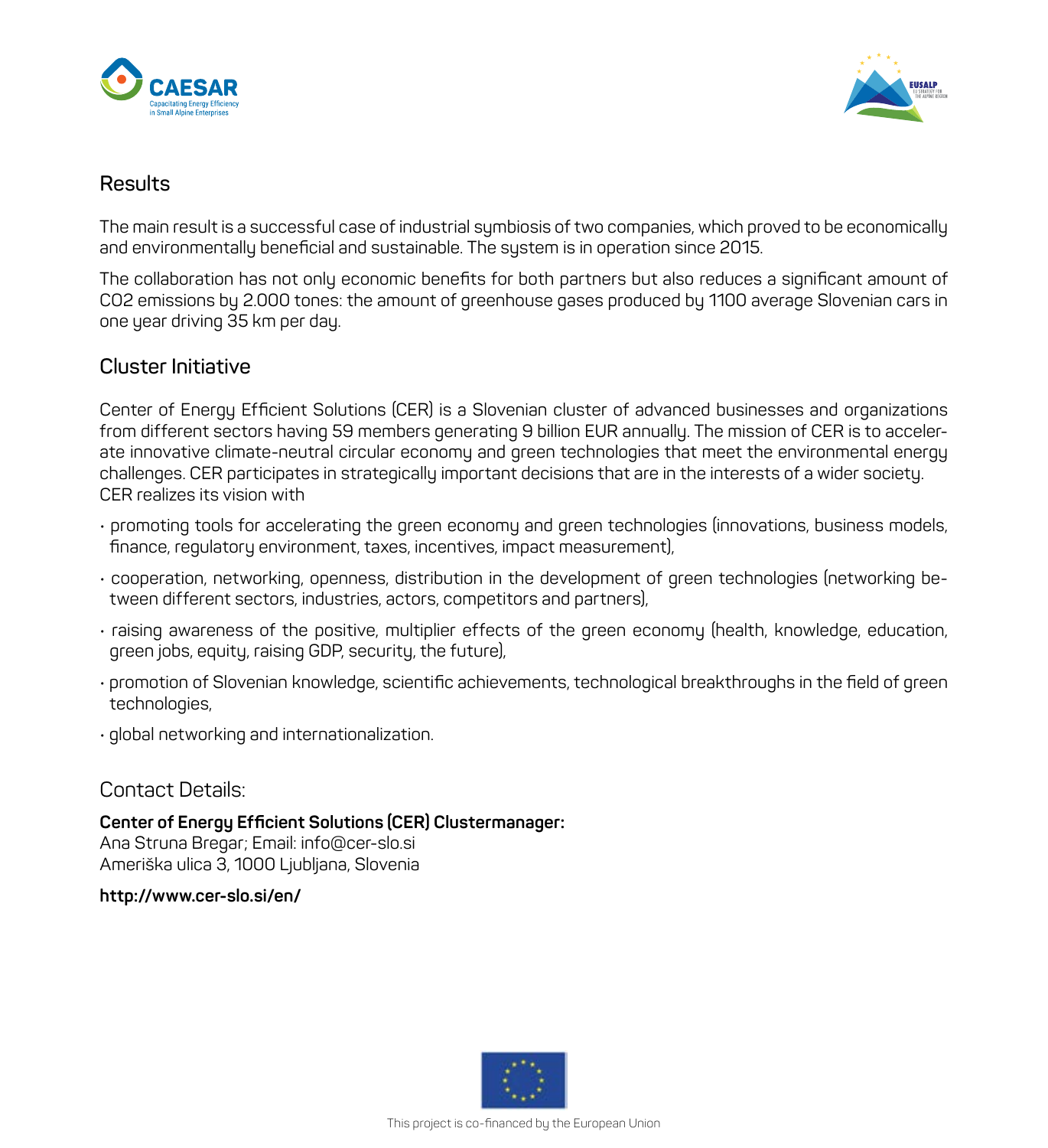## Results

The main result is a successful case of industrial symbiosis of two companies, which proved to be economically and environmentally beneficial and sustainable. The system is in operation since 2015.

The collaboration has not only economic benefits for both partners but also reduces a significant amount of $CO_2$ emissions by 2.000 tones: the amount of greenhouse gases produced by 1100 average Slovenian cars in one year driving 35 km per day.

## Cluster Initiative

Center of Energy Efficient Solutions (CER) is a Slovenian cluster of advanced businesses and organizations from different sectors having 59 members generating 9 billion EUR annually. The mission of CER is to accelerate innovative climate-neutral circular economy and green technologies that meet the environmental energy challenges. CER participates in strategically important decisions that are in the interests of a wider society. CER realizes its vision with

- promoting tools for accelerating the green economy and green technologies (innovations, business models, finance, regulatory environment, taxes, incentives, impact measurement),
- cooperation, networking, openness, distribution in the development of green technologies (networking between different sectors, industries, actors, competitors and partners),
- raising awareness of the positive, multiplier effects of the green economy (health, knowledge, education, green jobs, equity, raising GDP, security, the future),
- promotion of Slovenian knowledge, scientific achievements, technological breakthroughs in the field of green technologies,
- global networking and internationalization.

## Contact Details:

**Center of Energy Efficient Solutions (CER) Clustermanager:**
Ana Struna Bregar; Email: info@cer-slo.si
Ameriška ulica 3, 1000 Ljubljana, Slovenia

**http://www.cer-slo.si/en/**

This project is co-financed by the European Union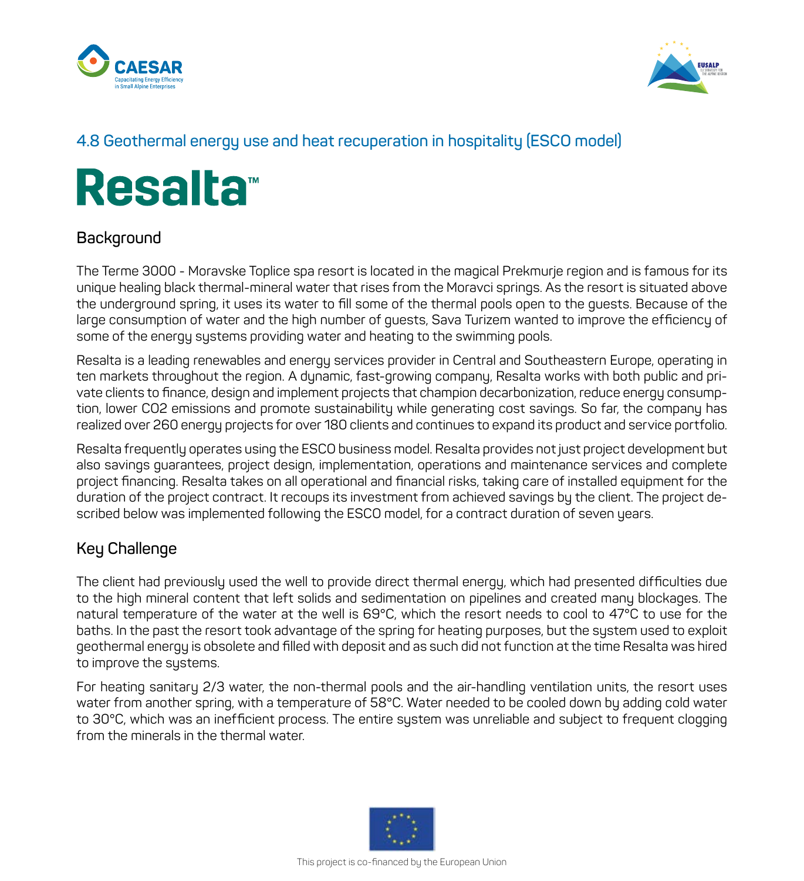## 4.8 Geothermal energy use and heat recuperation in hospitality (ESCO model)

# Resalta™

### Background

The Terme 3000 - Moravske Toplice spa resort is located in the magical Prekmurje region and is famous for its unique healing black thermal-mineral water that rises from the Moravci springs. As the resort is situated above the underground spring, it uses its water to fill some of the thermal pools open to the guests. Because of the large consumption of water and the high number of guests, Sava Turizem wanted to improve the efficiency of some of the energy systems providing water and heating to the swimming pools.

Resalta is a leading renewables and energy services provider in Central and Southeastern Europe, operating in ten markets throughout the region. A dynamic, fast-growing company, Resalta works with both public and private clients to finance, design and implement projects that champion decarbonization, reduce energy consumption, lower CO2 emissions and promote sustainability while generating cost savings. So far, the company has realized over 260 energy projects for over 180 clients and continues to expand its product and service portfolio.

Resalta frequently operates using the ESCO business model. Resalta provides not just project development but also savings guarantees, project design, implementation, operations and maintenance services and complete project financing. Resalta takes on all operational and financial risks, taking care of installed equipment for the duration of the project contract. It recoups its investment from achieved savings by the client. The project described below was implemented following the ESCO model, for a contract duration of seven years.

### Key Challenge

The client had previously used the well to provide direct thermal energy, which had presented difficulties due to the high mineral content that left solids and sedimentation on pipelines and created many blockages. The natural temperature of the water at the well is 69°C, which the resort needs to cool to 47°C to use for the baths. In the past the resort took advantage of the spring for heating purposes, but the system used to exploit geothermal energy is obsolete and filled with deposit and as such did not function at the time Resalta was hired to improve the systems.

For heating sanitary 2/3 water, the non-thermal pools and the air-handling ventilation units, the resort uses water from another spring, with a temperature of 58°C. Water needed to be cooled down by adding cold water to 30°C, which was an inefficient process. The entire system was unreliable and subject to frequent clogging from the minerals in the thermal water.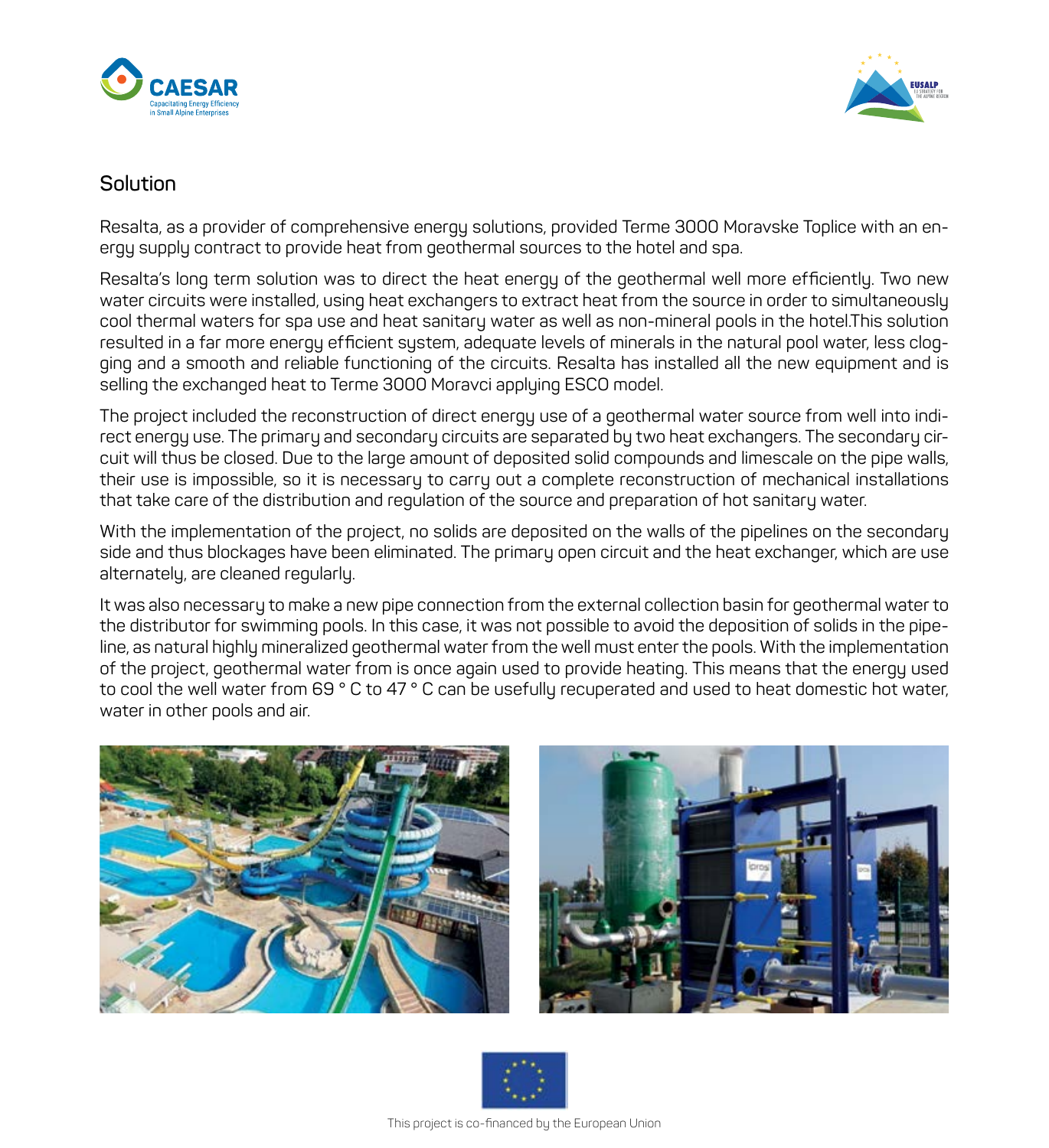## Solution

Resalta, as a provider of comprehensive energy solutions, provided Terme 3000 Moravske Toplice with an energy supply contract to provide heat from geothermal sources to the hotel and spa.

Resalta's long term solution was to direct the heat energy of the geothermal well more efficiently. Two new water circuits were installed, using heat exchangers to extract heat from the source in order to simultaneously cool thermal waters for spa use and heat sanitary water as well as non-mineral pools in the hotel.This solution resulted in a far more energy efficient system, adequate levels of minerals in the natural pool water, less clogging and a smooth and reliable functioning of the circuits. Resalta has installed all the new equipment and is selling the exchanged heat to Terme 3000 Moravci applying ESCO model.

The project included the reconstruction of direct energy use of a geothermal water source from well into indirect energy use. The primary and secondary circuits are separated by two heat exchangers. The secondary circuit will thus be closed. Due to the large amount of deposited solid compounds and limescale on the pipe walls, their use is impossible, so it is necessary to carry out a complete reconstruction of mechanical installations that take care of the distribution and regulation of the source and preparation of hot sanitary water.

With the implementation of the project, no solids are deposited on the walls of the pipelines on the secondary side and thus blockages have been eliminated. The primary open circuit and the heat exchanger, which are use alternately, are cleaned regularly.

It was also necessary to make a new pipe connection from the external collection basin for geothermal water to the distributor for swimming pools. In this case, it was not possible to avoid the deposition of solids in the pipeline, as natural highly mineralized geothermal water from the well must enter the pools. With the implementation of the project, geothermal water from is once again used to provide heating. This means that the energy used to cool the well water from 69 ° C to 47 ° C can be usefully recuperated and used to heat domestic hot water, water in other pools and air.

This project is co-financed by the European Union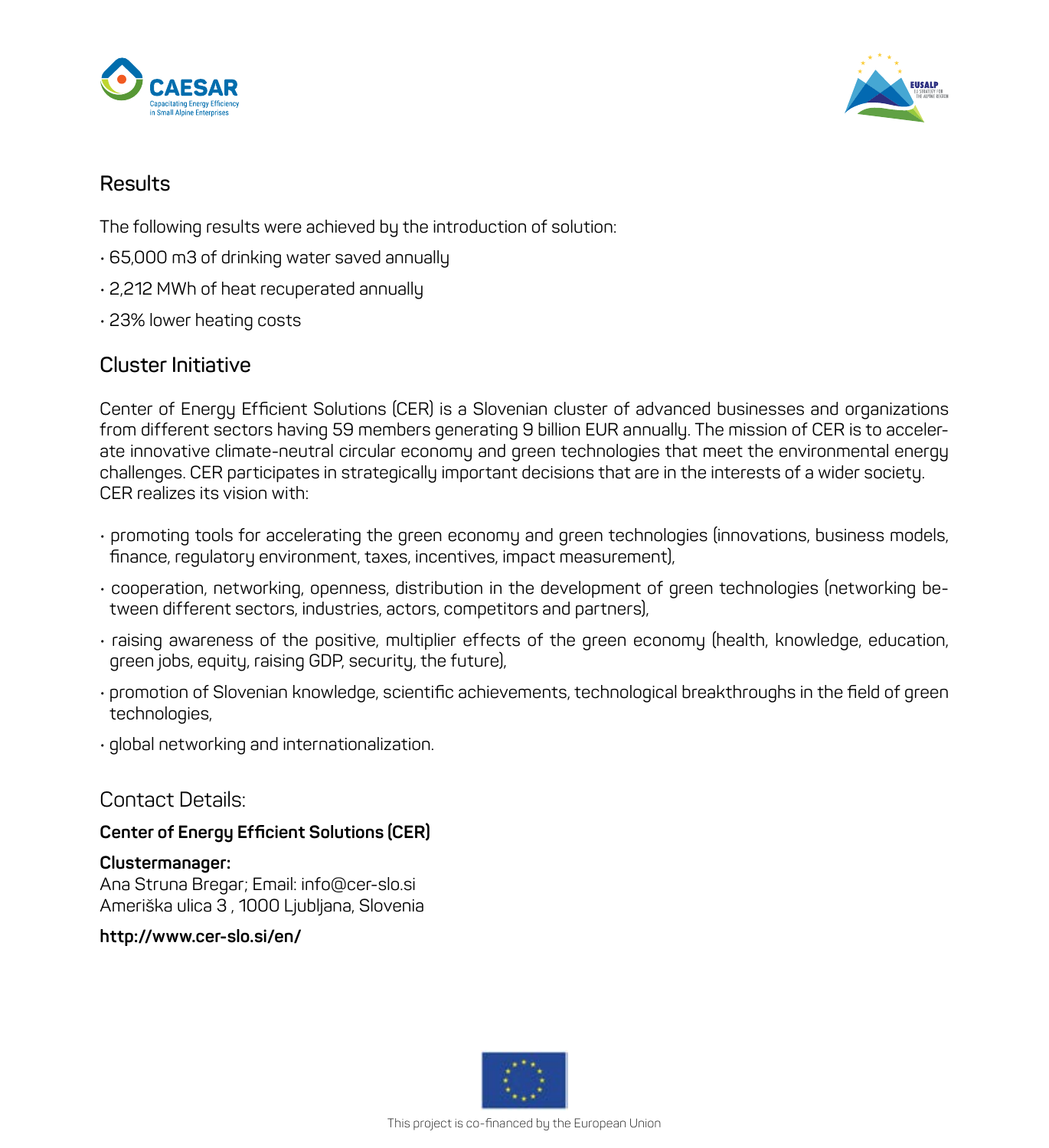## Results

The following results were achieved by the introduction of solution:

- 65,000 m3 of drinking water saved annually
- 2,212 MWh of heat recuperated annually
- 23% lower heating costs

## Cluster Initiative

Center of Energy Efficient Solutions (CER) is a Slovenian cluster of advanced businesses and organizations from different sectors having 59 members generating 9 billion EUR annually. The mission of CER is to accelerate innovative climate-neutral circular economy and green technologies that meet the environmental energy challenges. CER participates in strategically important decisions that are in the interests of a wider society. CER realizes its vision with:

- promoting tools for accelerating the green economy and green technologies (innovations, business models, finance, regulatory environment, taxes, incentives, impact measurement),
- cooperation, networking, openness, distribution in the development of green technologies (networking between different sectors, industries, actors, competitors and partners),
- raising awareness of the positive, multiplier effects of the green economy (health, knowledge, education, green jobs, equity, raising GDP, security, the future),
- promotion of Slovenian knowledge, scientific achievements, technological breakthroughs in the field of green technologies,
- global networking and internationalization.

## Contact Details:

**Center of Energy Efficient Solutions (CER)**

**Clustermanager:**
Ana Struna Bregar; Email: info@cer-slo.si
Ameriška ulica 3 , 1000 Ljubljana, Slovenia

**http://www.cer-slo.si/en/**

This project is co-financed by the European Union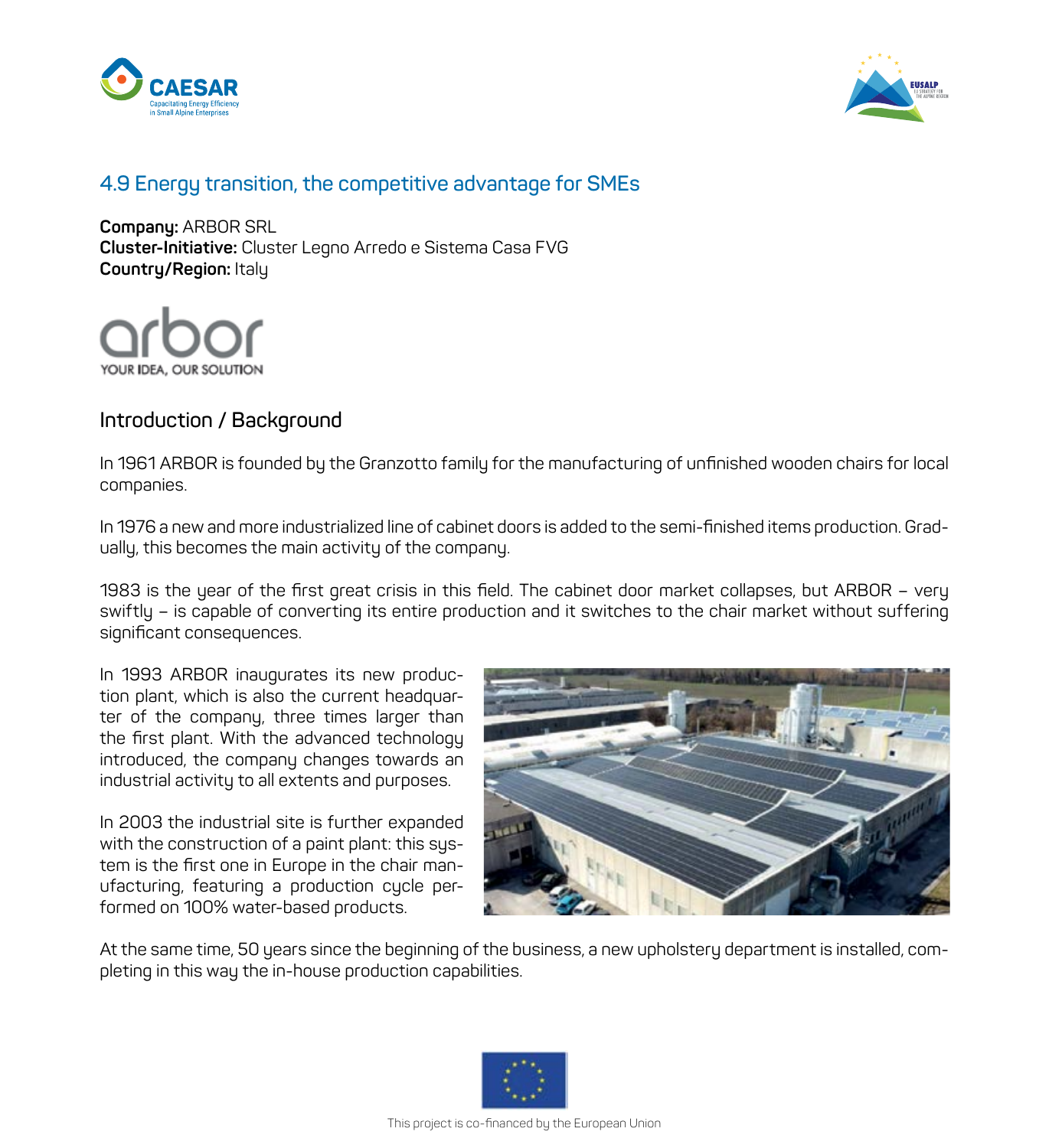## 4.9 Energy transition, the competitive advantage for SMEs

**Company:** ARBOR SRL
**Cluster-Initiative:** Cluster Legno Arredo e Sistema Casa FVG
**Country/Region:** Italy

### Introduction / Background

In 1961 ARBOR is founded by the Granzotto family for the manufacturing of unfinished wooden chairs for local companies.

In 1976 a new and more industrialized line of cabinet doors is added to the semi-finished items production. Gradually, this becomes the main activity of the company.

1983 is the year of the first great crisis in this field. The cabinet door market collapses, but ARBOR – very swiftly – is capable of converting its entire production and it switches to the chair market without suffering significant consequences.

In 1993 ARBOR inaugurates its new production plant, which is also the current headquarter of the company, three times larger than the first plant. With the advanced technology introduced, the company changes towards an industrial activity to all extents and purposes.

In 2003 the industrial site is further expanded with the construction of a paint plant: this system is the first one in Europe in the chair manufacturing, featuring a production cycle performed on 100% water-based products.

At the same time, 50 years since the beginning of the business, a new upholstery department is installed, completing in this way the in-house production capabilities.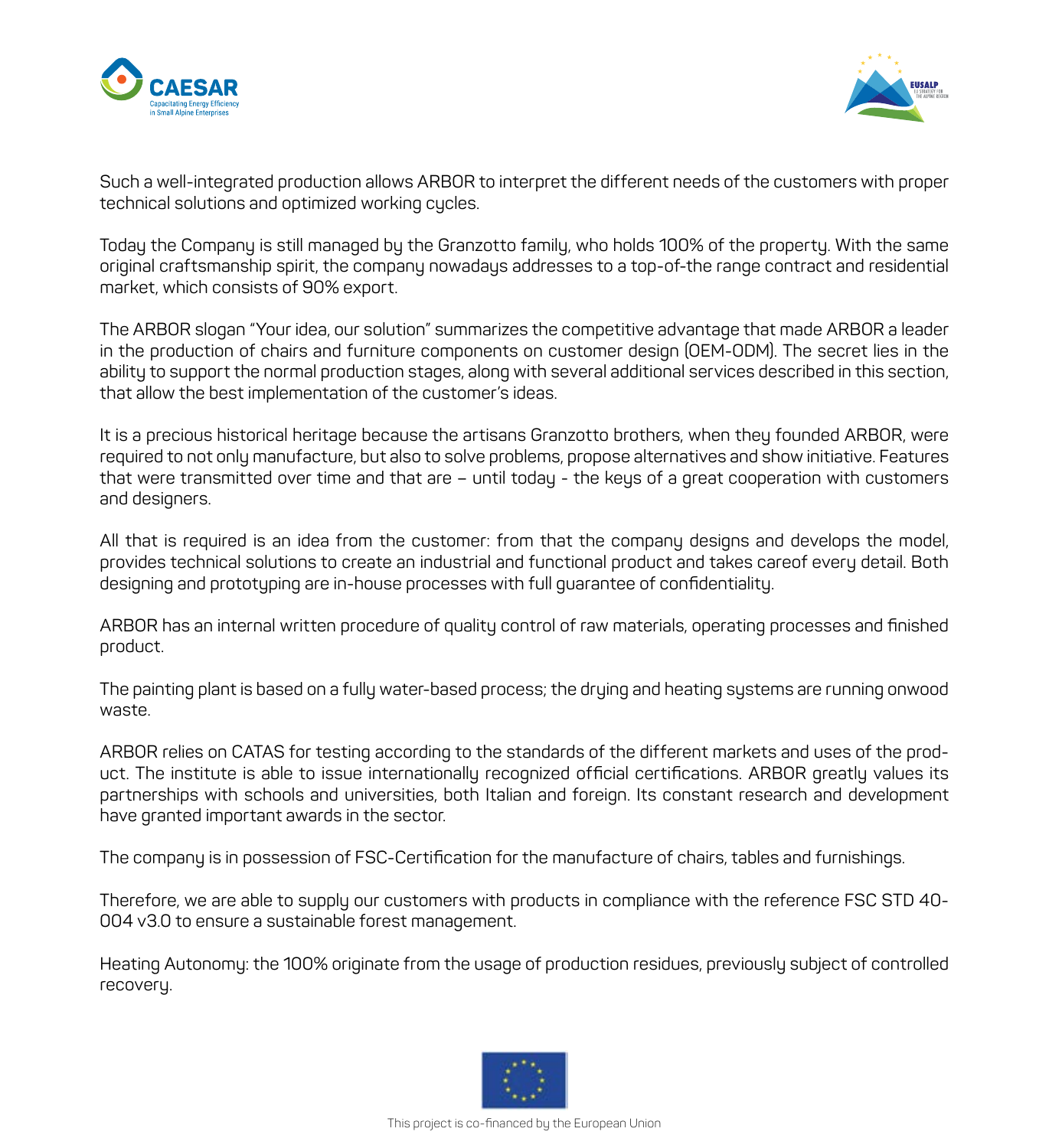Such a well-integrated production allows ARBOR to interpret the different needs of the customers with proper technical solutions and optimized working cycles.

Today the Company is still managed by the Granzotto family, who holds 100% of the property. With the same original craftsmanship spirit, the company nowadays addresses to a top-of-the range contract and residential market, which consists of 90% export.

The ARBOR slogan "Your idea, our solution" summarizes the competitive advantage that made ARBOR a leader in the production of chairs and furniture components on customer design (OEM-ODM). The secret lies in the ability to support the normal production stages, along with several additional services described in this section, that allow the best implementation of the customer's ideas.

It is a precious historical heritage because the artisans Granzotto brothers, when they founded ARBOR, were required to not only manufacture, but also to solve problems, propose alternatives and show initiative. Features that were transmitted over time and that are – until today - the keys of a great cooperation with customers and designers.

All that is required is an idea from the customer: from that the company designs and develops the model, provides technical solutions to create an industrial and functional product and takes careof every detail. Both designing and prototyping are in-house processes with full guarantee of confidentiality.

ARBOR has an internal written procedure of quality control of raw materials, operating processes and finished product.

The painting plant is based on a fully water-based process; the drying and heating systems are running onwood waste.

ARBOR relies on CATAS for testing according to the standards of the different markets and uses of the product. The institute is able to issue internationally recognized official certifications. ARBOR greatly values its partnerships with schools and universities, both Italian and foreign. Its constant research and development have granted important awards in the sector.

The company is in possession of FSC-Certification for the manufacture of chairs, tables and furnishings.

Therefore, we are able to supply our customers with products in compliance with the reference FSC STD 40-004 v3.0 to ensure a sustainable forest management.

Heating Autonomy: the 100% originate from the usage of production residues, previously subject of controlled recovery.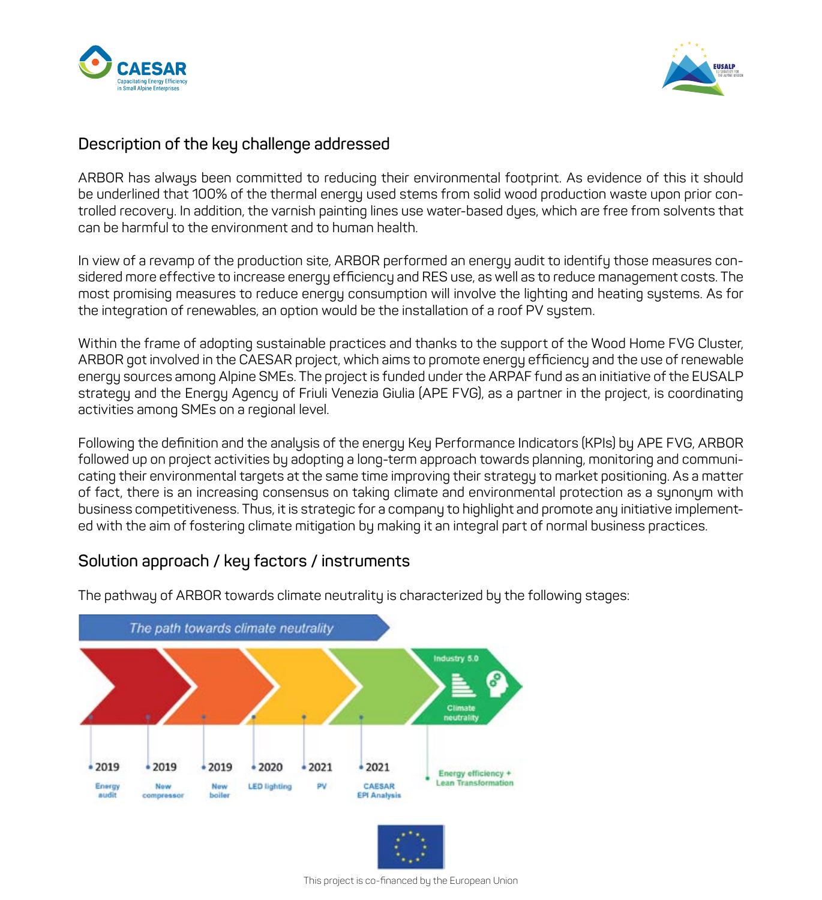## Description of the key challenge addressed

ARBOR has always been committed to reducing their environmental footprint. As evidence of this it should be underlined that 100% of the thermal energy used stems from solid wood production waste upon prior controlled recovery. In addition, the varnish painting lines use water-based dyes, which are free from solvents that can be harmful to the environment and to human health.

In view of a revamp of the production site, ARBOR performed an energy audit to identify those measures considered more effective to increase energy efficiency and RES use, as well as to reduce management costs. The most promising measures to reduce energy consumption will involve the lighting and heating systems. As for the integration of renewables, an option would be the installation of a roof PV system.

Within the frame of adopting sustainable practices and thanks to the support of the Wood Home FVG Cluster, ARBOR got involved in the CAESAR project, which aims to promote energy efficiency and the use of renewable energy sources among Alpine SMEs. The project is funded under the ARPAF fund as an initiative of the EUSALP strategy and the Energy Agency of Friuli Venezia Giulia (APE FVG), as a partner in the project, is coordinating activities among SMEs on a regional level.

Following the definition and the analysis of the energy Key Performance Indicators (KPIs) by APE FVG, ARBOR followed up on project activities by adopting a long-term approach towards planning, monitoring and communicating their environmental targets at the same time improving their strategy to market positioning. As a matter of fact, there is an increasing consensus on taking climate and environmental protection as a synonym with business competitiveness. Thus, it is strategic for a company to highlight and promote any initiative implemented with the aim of fostering climate mitigation by making it an integral part of normal business practices.

## Solution approach / key factors / instruments

The pathway of ARBOR towards climate neutrality is characterized by the following stages:

*The path towards climate neutrality*

- 2019 – Energy audit
- 2019 – New compressor
- 2019 – New boiler
- 2020 – LED lighting
- 2021 – PV
- 2021 – CAESAR EPI Analysis
- Energy efficiency + Lean Transformation
- Industry 5.0 – Climate neutrality

This project is co-financed by the European Union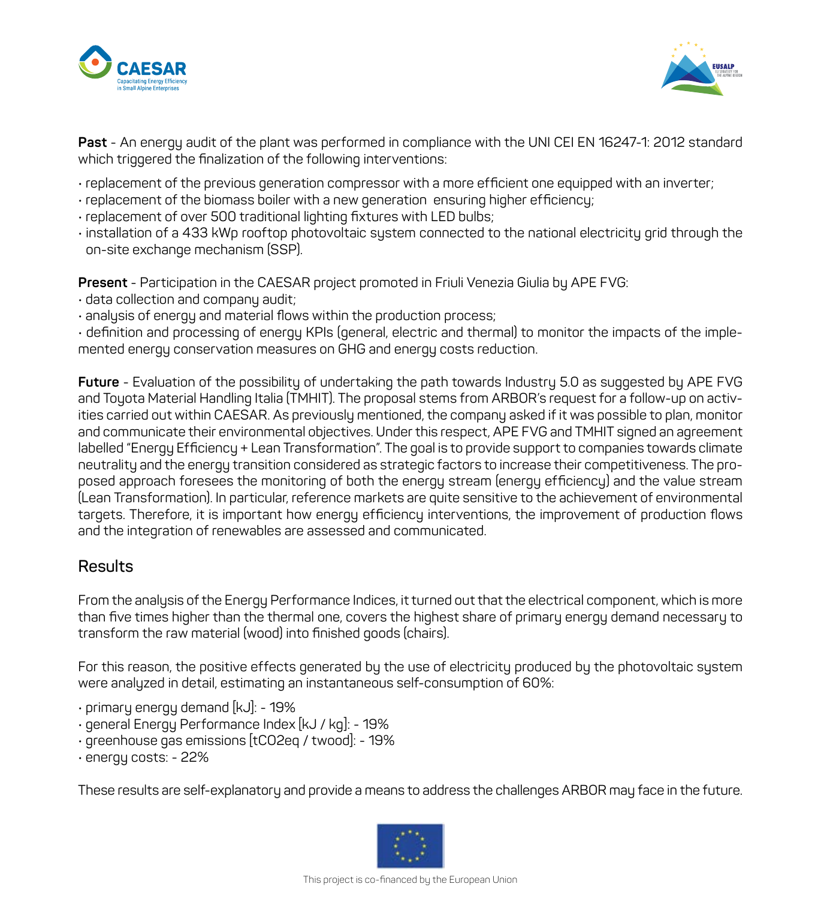**Past** - An energy audit of the plant was performed in compliance with the UNI CEI EN 16247-1: 2012 standard which triggered the finalization of the following interventions:

- replacement of the previous generation compressor with a more efficient one equipped with an inverter;
- replacement of the biomass boiler with a new generation ensuring higher efficiency;
- replacement of over 500 traditional lighting fixtures with LED bulbs;
- installation of a 433 kWp rooftop photovoltaic system connected to the national electricity grid through the on-site exchange mechanism (SSP).

**Present** - Participation in the CAESAR project promoted in Friuli Venezia Giulia by APE FVG:

- data collection and company audit;
- analysis of energy and material flows within the production process;
- definition and processing of energy KPIs (general, electric and thermal) to monitor the impacts of the implemented energy conservation measures on GHG and energy costs reduction.

**Future** - Evaluation of the possibility of undertaking the path towards Industry 5.0 as suggested by APE FVG and Toyota Material Handling Italia (TMHIT). The proposal stems from ARBOR's request for a follow-up on activities carried out within CAESAR. As previously mentioned, the company asked if it was possible to plan, monitor and communicate their environmental objectives. Under this respect, APE FVG and TMHIT signed an agreement labelled "Energy Efficiency + Lean Transformation". The goal is to provide support to companies towards climate neutrality and the energy transition considered as strategic factors to increase their competitiveness. The proposed approach foresees the monitoring of both the energy stream (energy efficiency) and the value stream (Lean Transformation). In particular, reference markets are quite sensitive to the achievement of environmental targets. Therefore, it is important how energy efficiency interventions, the improvement of production flows and the integration of renewables are assessed and communicated.

## Results

From the analysis of the Energy Performance Indices, it turned out that the electrical component, which is more than five times higher than the thermal one, covers the highest share of primary energy demand necessary to transform the raw material (wood) into finished goods (chairs).

For this reason, the positive effects generated by the use of electricity produced by the photovoltaic system were analyzed in detail, estimating an instantaneous self-consumption of 60%:

- primary energy demand [kJ]: - 19%
- general Energy Performance Index [kJ / kg]: - 19%
- greenhouse gas emissions [tCO2eq / twood]: - 19%
- energy costs: - 22%

These results are self-explanatory and provide a means to address the challenges ARBOR may face in the future.

This project is co-financed by the European Union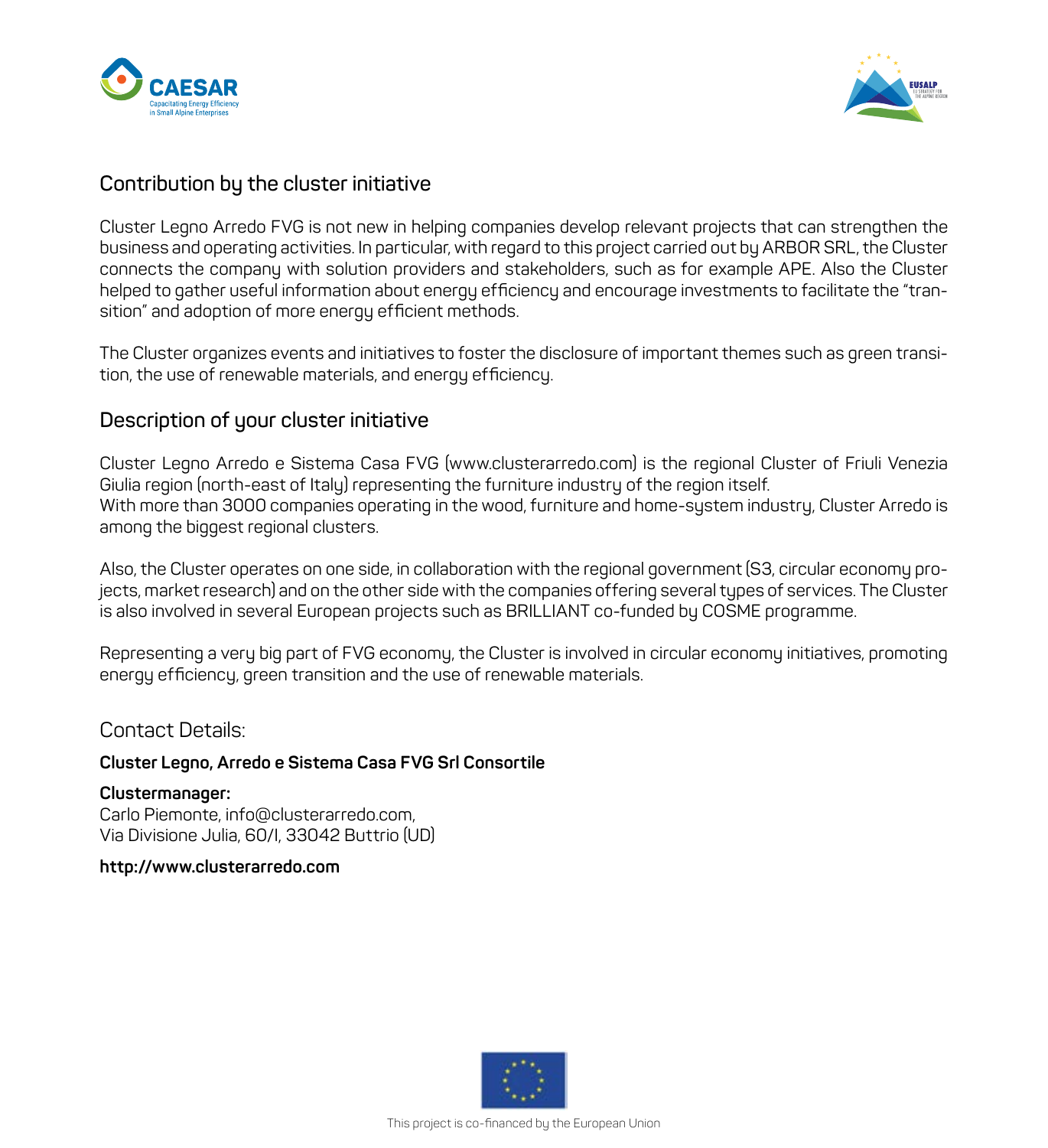## Contribution by the cluster initiative

Cluster Legno Arredo FVG is not new in helping companies develop relevant projects that can strengthen the business and operating activities. In particular, with regard to this project carried out by ARBOR SRL, the Cluster connects the company with solution providers and stakeholders, such as for example APE. Also the Cluster helped to gather useful information about energy efficiency and encourage investments to facilitate the "transition" and adoption of more energy efficient methods.

The Cluster organizes events and initiatives to foster the disclosure of important themes such as green transition, the use of renewable materials, and energy efficiency.

## Description of your cluster initiative

Cluster Legno Arredo e Sistema Casa FVG (www.clusterarredo.com) is the regional Cluster of Friuli Venezia Giulia region (north-east of Italy) representing the furniture industry of the region itself.
With more than 3000 companies operating in the wood, furniture and home-system industry, Cluster Arredo is among the biggest regional clusters.

Also, the Cluster operates on one side, in collaboration with the regional government (S3, circular economy projects, market research) and on the other side with the companies offering several types of services. The Cluster is also involved in several European projects such as BRILLIANT co-funded by COSME programme.

Representing a very big part of FVG economy, the Cluster is involved in circular economy initiatives, promoting energy efficiency, green transition and the use of renewable materials.

Contact Details:

**Cluster Legno, Arredo e Sistema Casa FVG Srl Consortile**

**Clustermanager:**
Carlo Piemonte, info@clusterarredo.com,
Via Divisione Julia, 60/I, 33042 Buttrio (UD)

**http://www.clusterarredo.com**

This project is co-financed by the European Union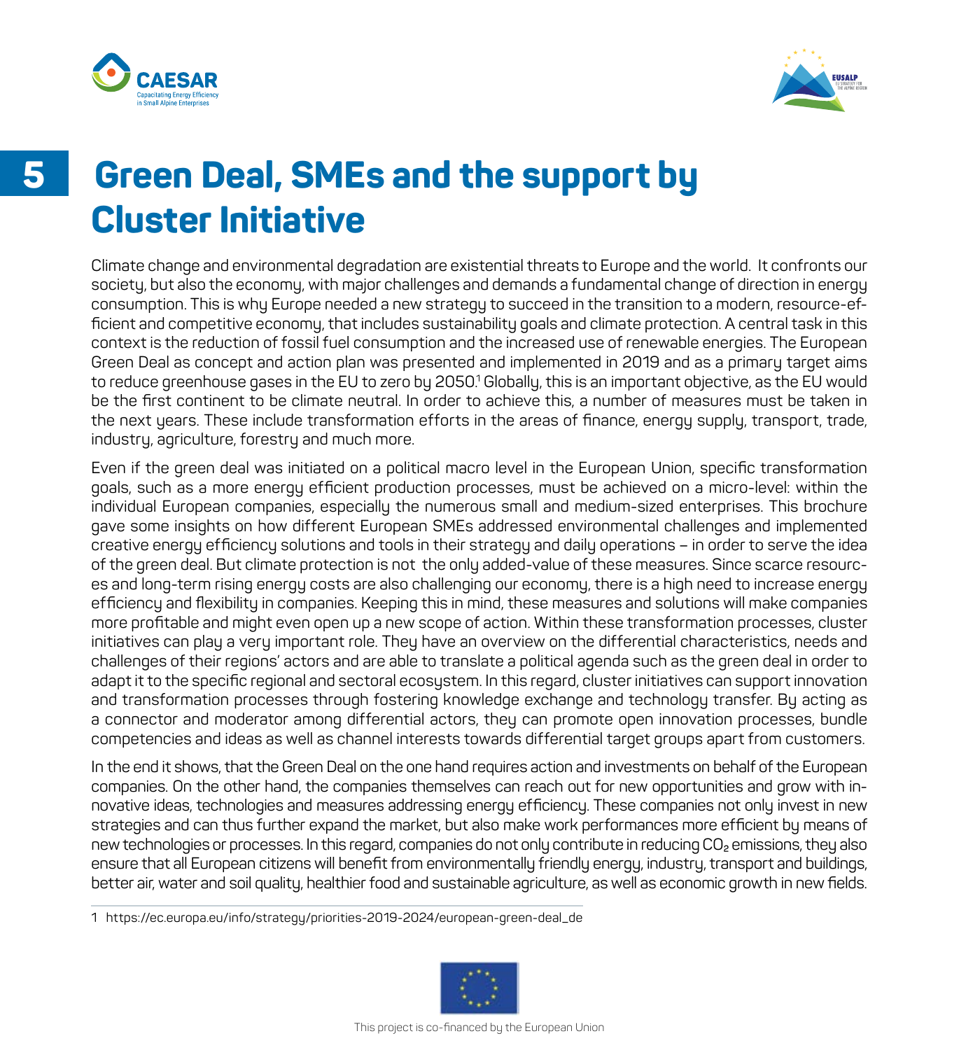# 5 Green Deal, SMEs and the support by Cluster Initiative

Climate change and environmental degradation are existential threats to Europe and the world. It confronts our society, but also the economy, with major challenges and demands a fundamental change of direction in energy consumption. This is why Europe needed a new strategy to succeed in the transition to a modern, resource-efficient and competitive economy, that includes sustainability goals and climate protection. A central task in this context is the reduction of fossil fuel consumption and the increased use of renewable energies. The European Green Deal as concept and action plan was presented and implemented in 2019 and as a primary target aims to reduce greenhouse gases in the EU to zero by 2050.[1] Globally, this is an important objective, as the EU would be the first continent to be climate neutral. In order to achieve this, a number of measures must be taken in the next years. These include transformation efforts in the areas of finance, energy supply, transport, trade, industry, agriculture, forestry and much more.

Even if the green deal was initiated on a political macro level in the European Union, specific transformation goals, such as a more energy efficient production processes, must be achieved on a micro-level: within the individual European companies, especially the numerous small and medium-sized enterprises. This brochure gave some insights on how different European SMEs addressed environmental challenges and implemented creative energy efficiency solutions and tools in their strategy and daily operations – in order to serve the idea of the green deal. But climate protection is not the only added-value of these measures. Since scarce resources and long-term rising energy costs are also challenging our economy, there is a high need to increase energy efficiency and flexibility in companies. Keeping this in mind, these measures and solutions will make companies more profitable and might even open up a new scope of action. Within these transformation processes, cluster initiatives can play a very important role. They have an overview on the differential characteristics, needs and challenges of their regions' actors and are able to translate a political agenda such as the green deal in order to adapt it to the specific regional and sectoral ecosystem. In this regard, cluster initiatives can support innovation and transformation processes through fostering knowledge exchange and technology transfer. By acting as a connector and moderator among differential actors, they can promote open innovation processes, bundle competencies and ideas as well as channel interests towards differential target groups apart from customers.

In the end it shows, that the Green Deal on the one hand requires action and investments on behalf of the European companies. On the other hand, the companies themselves can reach out for new opportunities and grow with innovative ideas, technologies and measures addressing energy efficiency. These companies not only invest in new strategies and can thus further expand the market, but also make work performances more efficient by means of new technologies or processes. In this regard, companies do not only contribute in reducing $CO_2$ emissions, they also ensure that all European citizens will benefit from environmentally friendly energy, industry, transport and buildings, better air, water and soil quality, healthier food and sustainable agriculture, as well as economic growth in new fields.

1 https://ec.europa.eu/info/strategy/priorities-2019-2024/european-green-deal_de

This project is co-financed by the European Union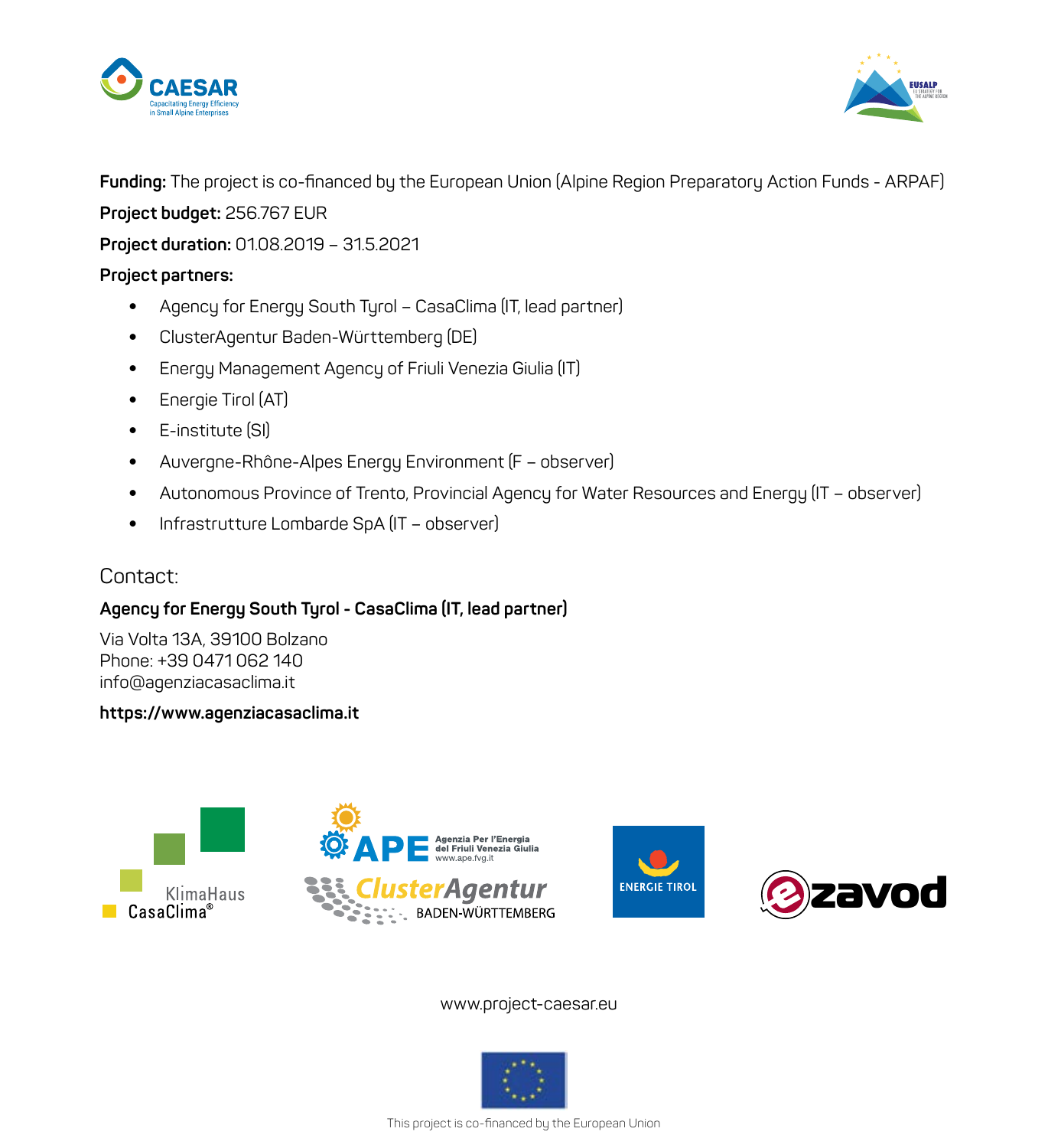**Funding:** The project is co-financed by the European Union (Alpine Region Preparatory Action Funds - ARPAF)

**Project budget:** 256.767 EUR

**Project duration:** 01.08.2019 – 31.5.2021

**Project partners:**

- Agency for Energy South Tyrol – CasaClima (IT, lead partner)
- ClusterAgentur Baden-Württemberg (DE)
- Energy Management Agency of Friuli Venezia Giulia (IT)
- Energie Tirol (AT)
- E-institute (SI)
- Auvergne-Rhône-Alpes Energy Environment (F – observer)
- Autonomous Province of Trento, Provincial Agency for Water Resources and Energy (IT – observer)
- Infrastrutture Lombarde SpA (IT – observer)

## Contact:

**Agency for Energy South Tyrol - CasaClima (IT, lead partner)**

Via Volta 13A, 39100 Bolzano
Phone: +39 0471 062 140
info@agenziacasaclima.it

**https://www.agenziacasaclima.it**

www.project-caesar.eu

This project is co-financed by the European Union